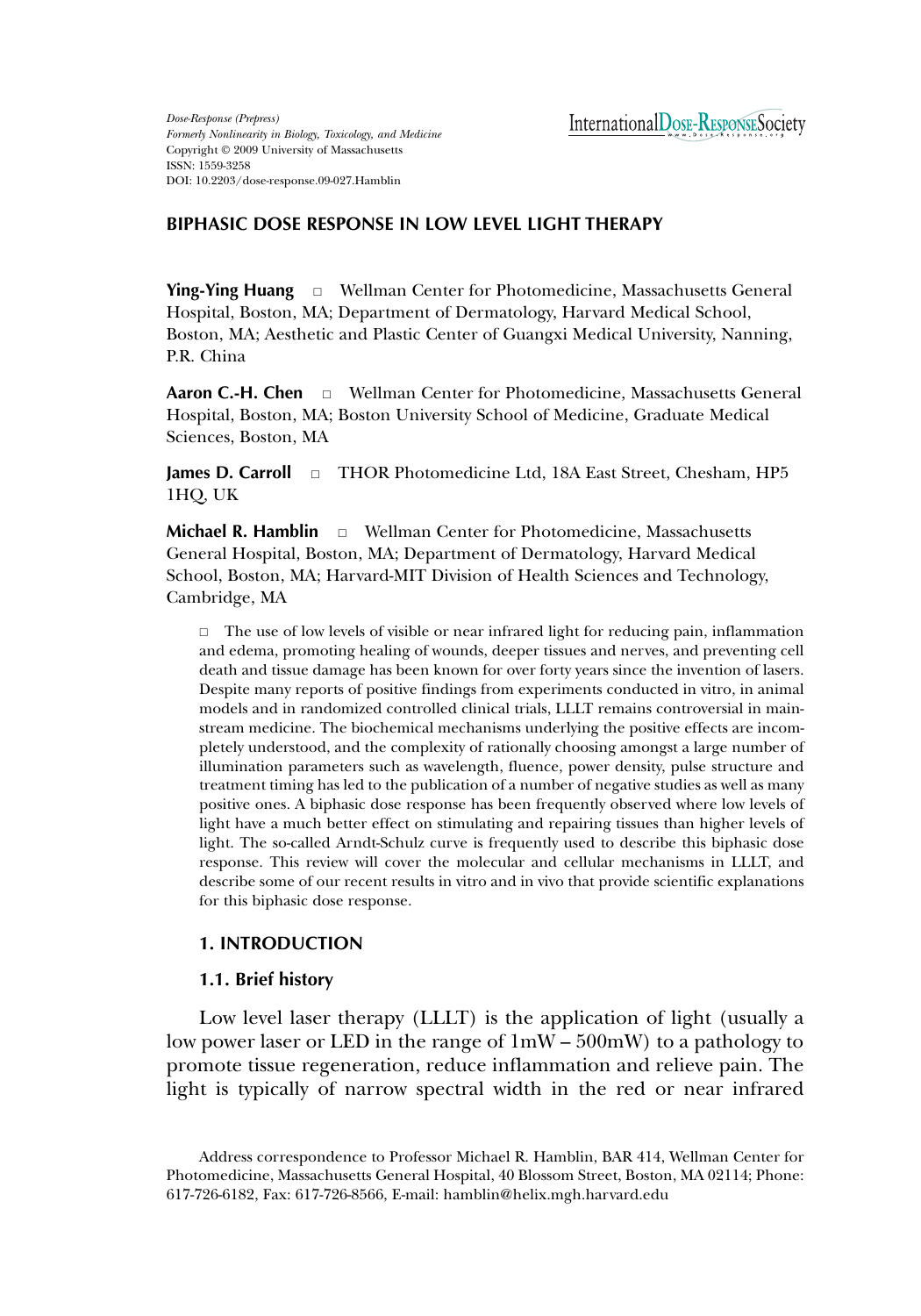*Dose-Response (Prepress)*
*Formerly Nonlinearity in Biology, Toxicology, and Medicine*
Copyright © 2009 University of Massachusetts
ISSN: 1559-3258
DOI: 10.2203/dose-response.09-027.Hamblin

InternationalDose-ResponseSociety

# BIPHASIC DOSE RESPONSE IN LOW LEVEL LIGHT THERAPY

**Ying-Ying Huang** □ Wellman Center for Photomedicine, Massachusetts General Hospital, Boston, MA; Department of Dermatology, Harvard Medical School, Boston, MA; Aesthetic and Plastic Center of Guangxi Medical University, Nanning, P.R. China

**Aaron C.-H. Chen** □ Wellman Center for Photomedicine, Massachusetts General Hospital, Boston, MA; Boston University School of Medicine, Graduate Medical Sciences, Boston, MA

**James D. Carroll** □ THOR Photomedicine Ltd, 18A East Street, Chesham, HP5 1HQ, UK

**Michael R. Hamblin** □ Wellman Center for Photomedicine, Massachusetts General Hospital, Boston, MA; Department of Dermatology, Harvard Medical School, Boston, MA; Harvard-MIT Division of Health Sciences and Technology, Cambridge, MA

□ The use of low levels of visible or near infrared light for reducing pain, inflammation and edema, promoting healing of wounds, deeper tissues and nerves, and preventing cell death and tissue damage has been known for over forty years since the invention of lasers. Despite many reports of positive findings from experiments conducted in vitro, in animal models and in randomized controlled clinical trials, LLLT remains controversial in mainstream medicine. The biochemical mechanisms underlying the positive effects are incompletely understood, and the complexity of rationally choosing amongst a large number of illumination parameters such as wavelength, fluence, power density, pulse structure and treatment timing has led to the publication of a number of negative studies as well as many positive ones. A biphasic dose response has been frequently observed where low levels of light have a much better effect on stimulating and repairing tissues than higher levels of light. The so-called Arndt-Schulz curve is frequently used to describe this biphasic dose response. This review will cover the molecular and cellular mechanisms in LLLT, and describe some of our recent results in vitro and in vivo that provide scientific explanations for this biphasic dose response.

## 1. INTRODUCTION

### 1.1. Brief history

Low level laser therapy (LLLT) is the application of light (usually a low power laser or LED in the range of 1mW – 500mW) to a pathology to promote tissue regeneration, reduce inflammation and relieve pain. The light is typically of narrow spectral width in the red or near infrared

Address correspondence to Professor Michael R. Hamblin, BAR 414, Wellman Center for Photomedicine, Massachusetts General Hospital, 40 Blossom Street, Boston, MA 02114; Phone: 617-726-6182, Fax: 617-726-8566, E-mail: hamblin@helix.mgh.harvard.edu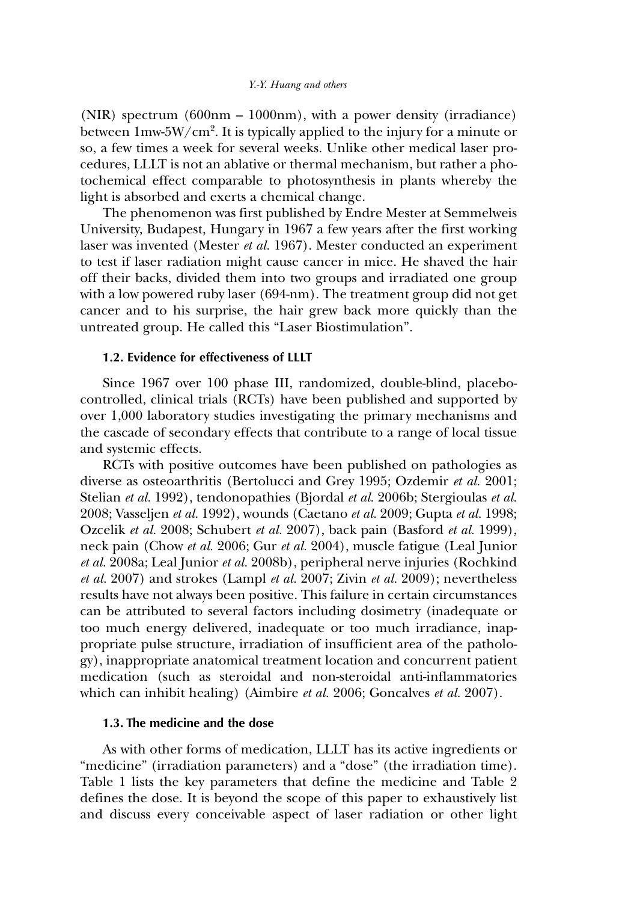(NIR) spectrum (600nm – 1000nm), with a power density (irradiance) between 1mw-5W/cm$^2$. It is typically applied to the injury for a minute or so, a few times a week for several weeks. Unlike other medical laser procedures, LLLT is not an ablative or thermal mechanism, but rather a photochemical effect comparable to photosynthesis in plants whereby the light is absorbed and exerts a chemical change.

The phenomenon was first published by Endre Mester at Semmelweis University, Budapest, Hungary in 1967 a few years after the first working laser was invented (Mester *et al.* 1967). Mester conducted an experiment to test if laser radiation might cause cancer in mice. He shaved the hair off their backs, divided them into two groups and irradiated one group with a low powered ruby laser (694-nm). The treatment group did not get cancer and to his surprise, the hair grew back more quickly than the untreated group. He called this "Laser Biostimulation".

### 1.2. Evidence for effectiveness of LLLT

Since 1967 over 100 phase III, randomized, double-blind, placebo-controlled, clinical trials (RCTs) have been published and supported by over 1,000 laboratory studies investigating the primary mechanisms and the cascade of secondary effects that contribute to a range of local tissue and systemic effects.

RCTs with positive outcomes have been published on pathologies as diverse as osteoarthritis (Bertolucci and Grey 1995; Ozdemir *et al.* 2001; Stelian *et al.* 1992), tendonopathies (Bjordal *et al.* 2006b; Stergioulas *et al.* 2008; Vasseljen *et al.* 1992), wounds (Caetano *et al.* 2009; Gupta *et al.* 1998; Ozcelik *et al.* 2008; Schubert *et al.* 2007), back pain (Basford *et al.* 1999), neck pain (Chow *et al.* 2006; Gur *et al.* 2004), muscle fatigue (Leal Junior *et al.* 2008a; Leal Junior *et al.* 2008b), peripheral nerve injuries (Rochkind *et al.* 2007) and strokes (Lampl *et al.* 2007; Zivin *et al.* 2009); nevertheless results have not always been positive. This failure in certain circumstances can be attributed to several factors including dosimetry (inadequate or too much energy delivered, inadequate or too much irradiance, inappropriate pulse structure, irradiation of insufficient area of the pathology), inappropriate anatomical treatment location and concurrent patient medication (such as steroidal and non-steroidal anti-inflammatories which can inhibit healing) (Aimbire *et al.* 2006; Goncalves *et al.* 2007).

### 1.3. The medicine and the dose

As with other forms of medication, LLLT has its active ingredients or "medicine" (irradiation parameters) and a "dose" (the irradiation time). Table 1 lists the key parameters that define the medicine and Table 2 defines the dose. It is beyond the scope of this paper to exhaustively list and discuss every conceivable aspect of laser radiation or other light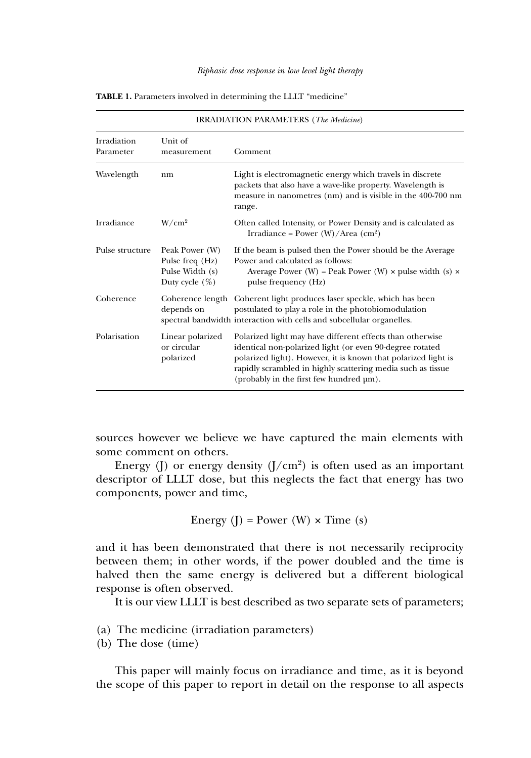**TABLE 1.** Parameters involved in determining the LLLT "medicine"

| IRRADIATION PARAMETERS (*The Medicine*) | | |
|---|---|---|
| Irradiation Parameter | Unit of measurement | Comment |
| Wavelength | nm | Light is electromagnetic energy which travels in discrete packets that also have a wave-like property. Wavelength is measure in nanometres (nm) and is visible in the 400-700 nm range. |
| Irradiance | $W/cm^2$ | Often called Intensity, or Power Density and is calculated as Irradiance = Power (W)/Area ($cm^2$) |
| Pulse structure | Peak Power (W) Pulse freq (Hz) Pulse Width (s) Duty cycle (%) | If the beam is pulsed then the Power should be the Average Power and calculated as follows: Average Power (W) = Peak Power (W) × pulse width (s) × pulse frequency (Hz) |
| Coherence | Coherence length depends on spectral bandwidth | Coherent light produces laser speckle, which has been postulated to play a role in the photobiomodulation interaction with cells and subcellular organelles. |
| Polarisation | Linear polarized or circular polarized | Polarized light may have different effects than otherwise identical non-polarized light (or even 90-degree rotated polarized light). However, it is known that polarized light is rapidly scrambled in highly scattering media such as tissue (probably in the first few hundred μm). |

sources however we believe we have captured the main elements with some comment on others.

Energy (J) or energy density ($J/cm^2$) is often used as an important descriptor of LLLT dose, but this neglects the fact that energy has two components, power and time,

$$\text{Energy (J)} = \text{Power (W)} \times \text{Time (s)}$$

and it has been demonstrated that there is not necessarily reciprocity between them; in other words, if the power doubled and the time is halved then the same energy is delivered but a different biological response is often observed.

It is our view LLLT is best described as two separate sets of parameters;

(a) The medicine (irradiation parameters)
(b) The dose (time)

This paper will mainly focus on irradiance and time, as it is beyond the scope of this paper to report in detail on the response to all aspects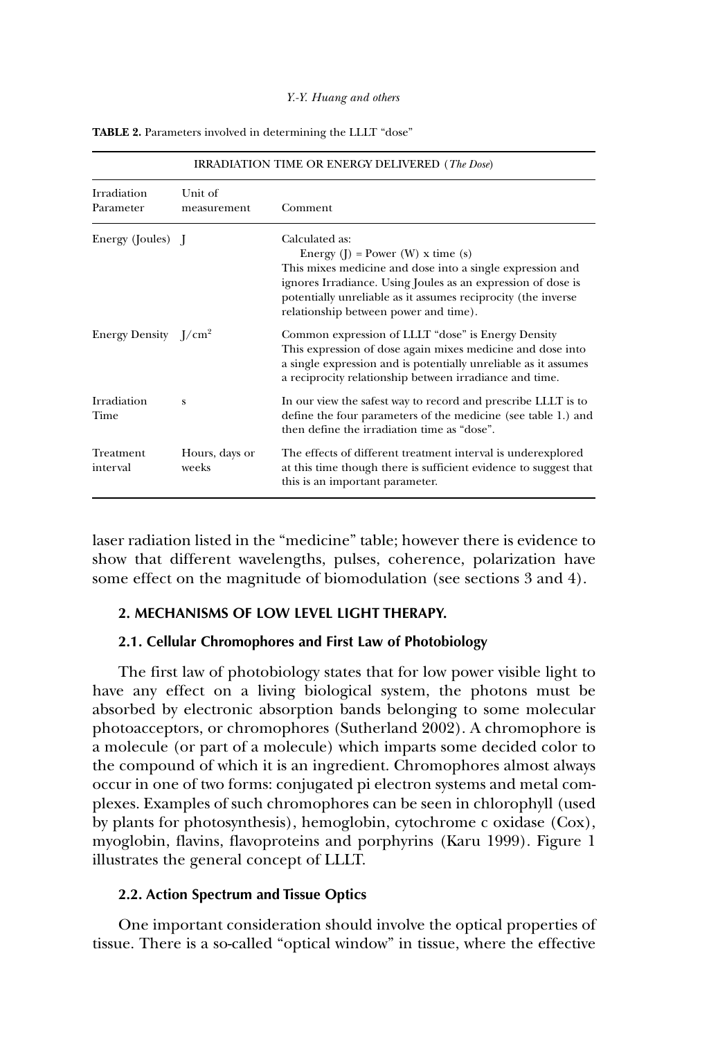**TABLE 2.** Parameters involved in determining the LLLT "dose"

| IRRADIATION TIME OR ENERGY DELIVERED (*The Dose*) | | |
|---|---|---|
| Irradiation Parameter | Unit of measurement | Comment |
| Energy (Joules) | J | Calculated as: Energy (J) = Power (W) x time (s) This mixes medicine and dose into a single expression and ignores Irradiance. Using Joules as an expression of dose is potentially unreliable as it assumes reciprocity (the inverse relationship between power and time). |
| Energy Density | $J/cm^2$ | Common expression of LLLT "dose" is Energy Density This expression of dose again mixes medicine and dose into a single expression and is potentially unreliable as it assumes a reciprocity relationship between irradiance and time. |
| Irradiation Time | s | In our view the safest way to record and prescribe LLLT is to define the four parameters of the medicine (see table 1.) and then define the irradiation time as "dose". |
| Treatment interval | Hours, days or weeks | The effects of different treatment interval is underexplored at this time though there is sufficient evidence to suggest that this is an important parameter. |

laser radiation listed in the "medicine" table; however there is evidence to show that different wavelengths, pulses, coherence, polarization have some effect on the magnitude of biomodulation (see sections 3 and 4).

## 2. MECHANISMS OF LOW LEVEL LIGHT THERAPY.

### 2.1. Cellular Chromophores and First Law of Photobiology

The first law of photobiology states that for low power visible light to have any effect on a living biological system, the photons must be absorbed by electronic absorption bands belonging to some molecular photoacceptors, or chromophores (Sutherland 2002). A chromophore is a molecule (or part of a molecule) which imparts some decided color to the compound of which it is an ingredient. Chromophores almost always occur in one of two forms: conjugated pi electron systems and metal complexes. Examples of such chromophores can be seen in chlorophyll (used by plants for photosynthesis), hemoglobin, cytochrome c oxidase (Cox), myoglobin, flavins, flavoproteins and porphyrins (Karu 1999). Figure 1 illustrates the general concept of LLLT.

### 2.2. Action Spectrum and Tissue Optics

One important consideration should involve the optical properties of tissue. There is a so-called "optical window" in tissue, where the effective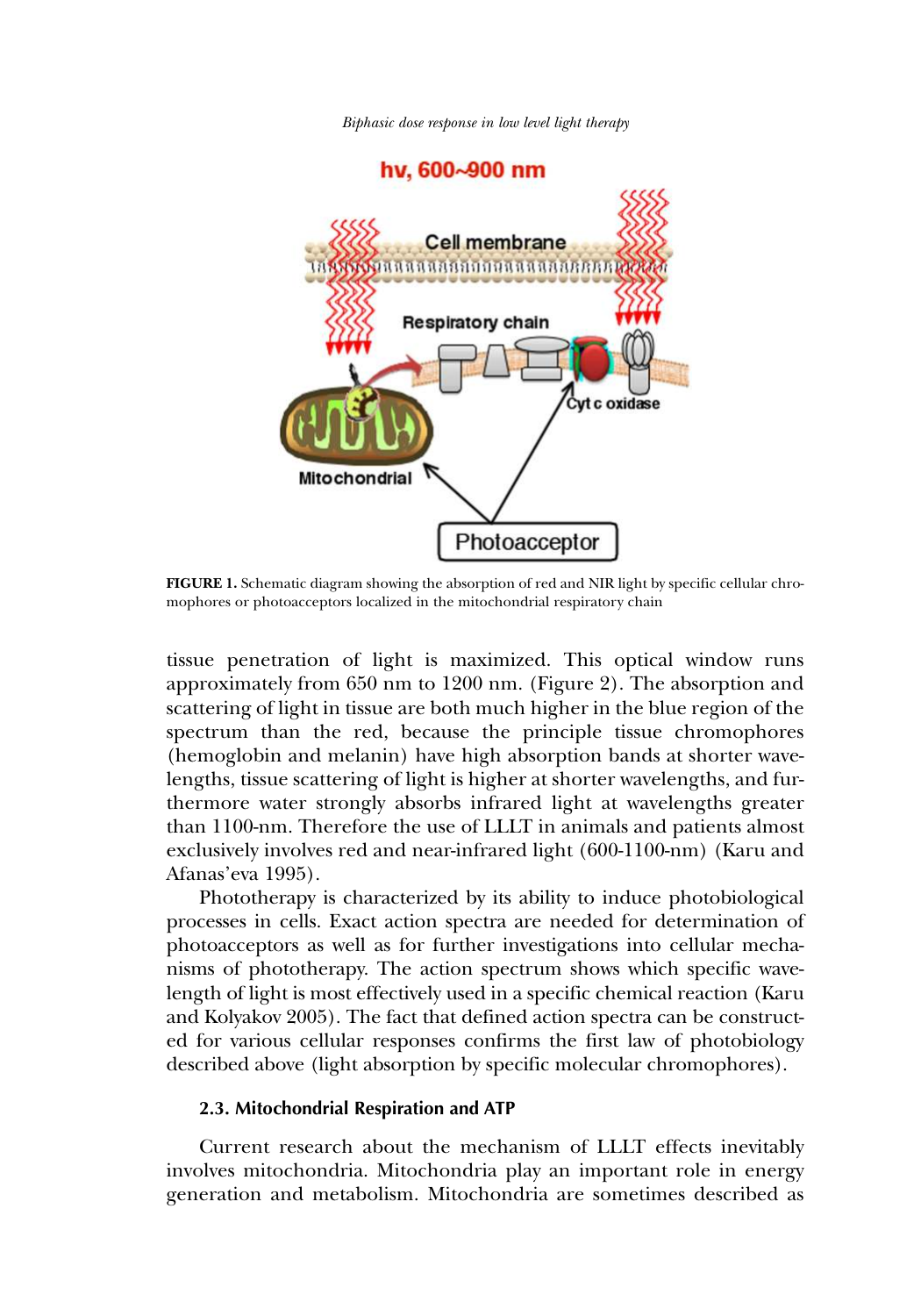FIGURE 1. Schematic diagram showing the absorption of red and NIR light by specific cellular chromophores or photoacceptors localized in the mitochondrial respiratory chain

tissue penetration of light is maximized. This optical window runs approximately from 650 nm to 1200 nm. (Figure 2). The absorption and scattering of light in tissue are both much higher in the blue region of the spectrum than the red, because the principle tissue chromophores (hemoglobin and melanin) have high absorption bands at shorter wavelengths, tissue scattering of light is higher at shorter wavelengths, and furthermore water strongly absorbs infrared light at wavelengths greater than 1100-nm. Therefore the use of LLLT in animals and patients almost exclusively involves red and near-infrared light (600-1100-nm) (Karu and Afanas'eva 1995).

Phototherapy is characterized by its ability to induce photobiological processes in cells. Exact action spectra are needed for determination of photoacceptors as well as for further investigations into cellular mechanisms of phototherapy. The action spectrum shows which specific wavelength of light is most effectively used in a specific chemical reaction (Karu and Kolyakov 2005). The fact that defined action spectra can be constructed for various cellular responses confirms the first law of photobiology described above (light absorption by specific molecular chromophores).

### 2.3. Mitochondrial Respiration and ATP

Current research about the mechanism of LLLT effects inevitably involves mitochondria. Mitochondria play an important role in energy generation and metabolism. Mitochondria are sometimes described as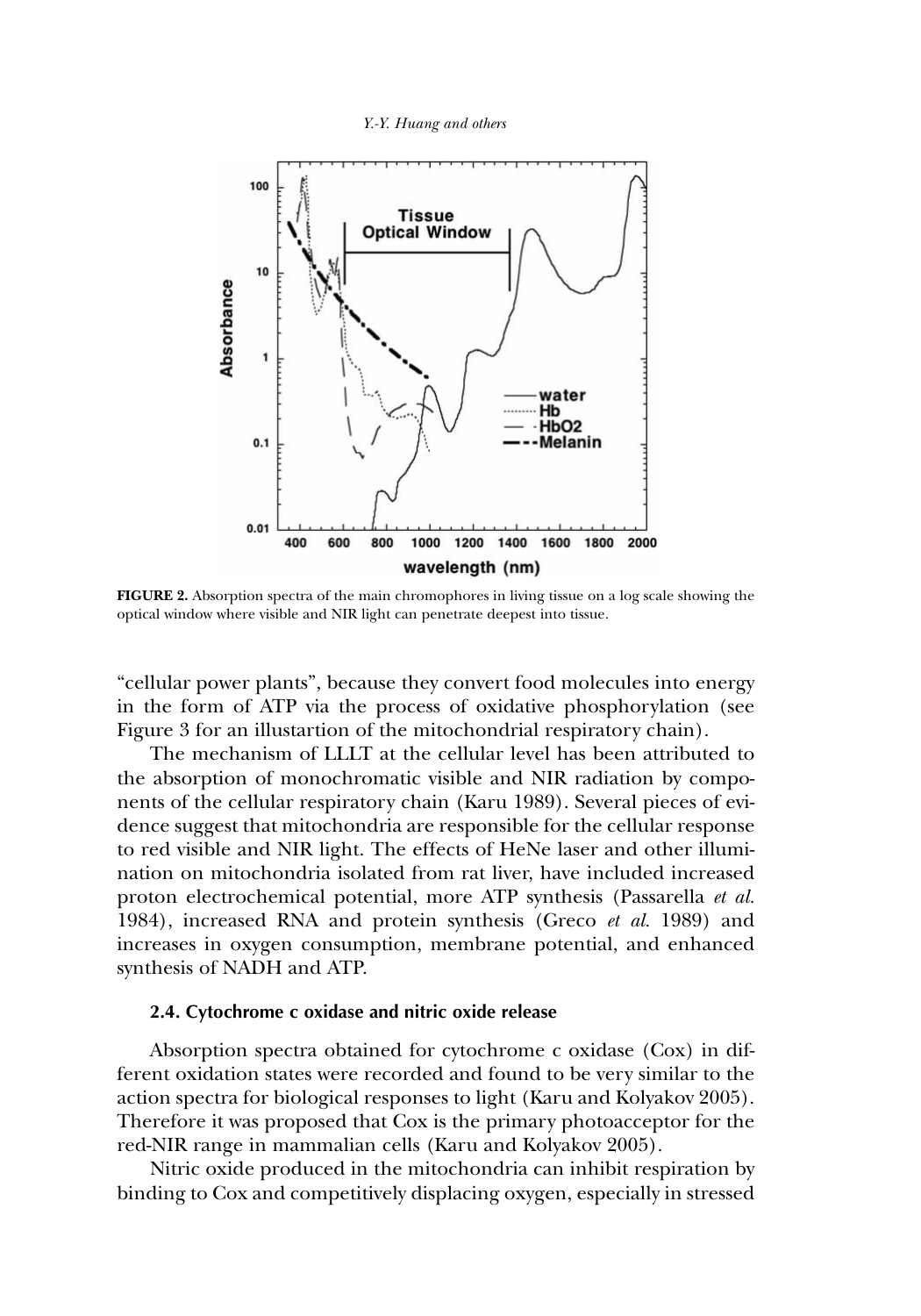**FIGURE 2.** Absorption spectra of the main chromophores in living tissue on a log scale showing the optical window where visible and NIR light can penetrate deepest into tissue.

"cellular power plants", because they convert food molecules into energy in the form of ATP via the process of oxidative phosphorylation (see Figure 3 for an illustartion of the mitochondrial respiratory chain).

The mechanism of LLLT at the cellular level has been attributed to the absorption of monochromatic visible and NIR radiation by components of the cellular respiratory chain (Karu 1989). Several pieces of evidence suggest that mitochondria are responsible for the cellular response to red visible and NIR light. The effects of HeNe laser and other illumination on mitochondria isolated from rat liver, have included increased proton electrochemical potential, more ATP synthesis (Passarella *et al.* 1984), increased RNA and protein synthesis (Greco *et al.* 1989) and increases in oxygen consumption, membrane potential, and enhanced synthesis of NADH and ATP.

### 2.4. Cytochrome c oxidase and nitric oxide release

Absorption spectra obtained for cytochrome c oxidase (Cox) in different oxidation states were recorded and found to be very similar to the action spectra for biological responses to light (Karu and Kolyakov 2005). Therefore it was proposed that Cox is the primary photoacceptor for the red-NIR range in mammalian cells (Karu and Kolyakov 2005).

Nitric oxide produced in the mitochondria can inhibit respiration by binding to Cox and competitively displacing oxygen, especially in stressed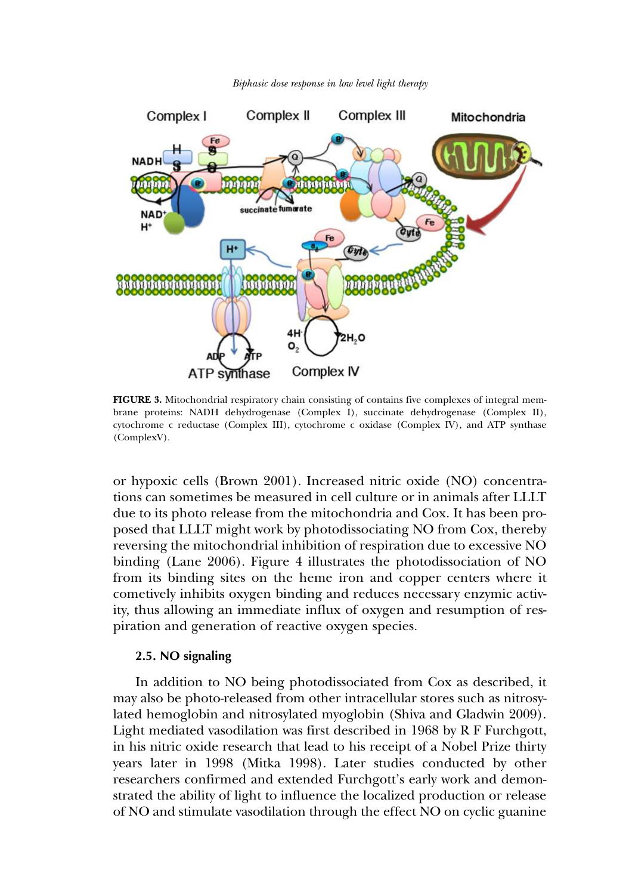**FIGURE 3.** Mitochondrial respiratory chain consisting of contains five complexes of integral membrane proteins: NADH dehydrogenase (Complex I), succinate dehydrogenase (Complex II), cytochrome c reductase (Complex III), cytochrome c oxidase (Complex IV), and ATP synthase (ComplexV).

or hypoxic cells (Brown 2001). Increased nitric oxide (NO) concentrations can sometimes be measured in cell culture or in animals after LLLT due to its photo release from the mitochondria and Cox. It has been proposed that LLLT might work by photodissociating NO from Cox, thereby reversing the mitochondrial inhibition of respiration due to excessive NO binding (Lane 2006). Figure 4 illustrates the photodissociation of NO from its binding sites on the heme iron and copper centers where it cometively inhibits oxygen binding and reduces necessary enzymic activity, thus allowing an immediate influx of oxygen and resumption of respiration and generation of reactive oxygen species.

### 2.5. NO signaling

In addition to NO being photodissociated from Cox as described, it may also be photo-released from other intracellular stores such as nitrosylated hemoglobin and nitrosylated myoglobin (Shiva and Gladwin 2009). Light mediated vasodilation was first described in 1968 by R F Furchgott, in his nitric oxide research that lead to his receipt of a Nobel Prize thirty years later in 1998 (Mitka 1998). Later studies conducted by other researchers confirmed and extended Furchgott's early work and demonstrated the ability of light to influence the localized production or release of NO and stimulate vasodilation through the effect NO on cyclic guanine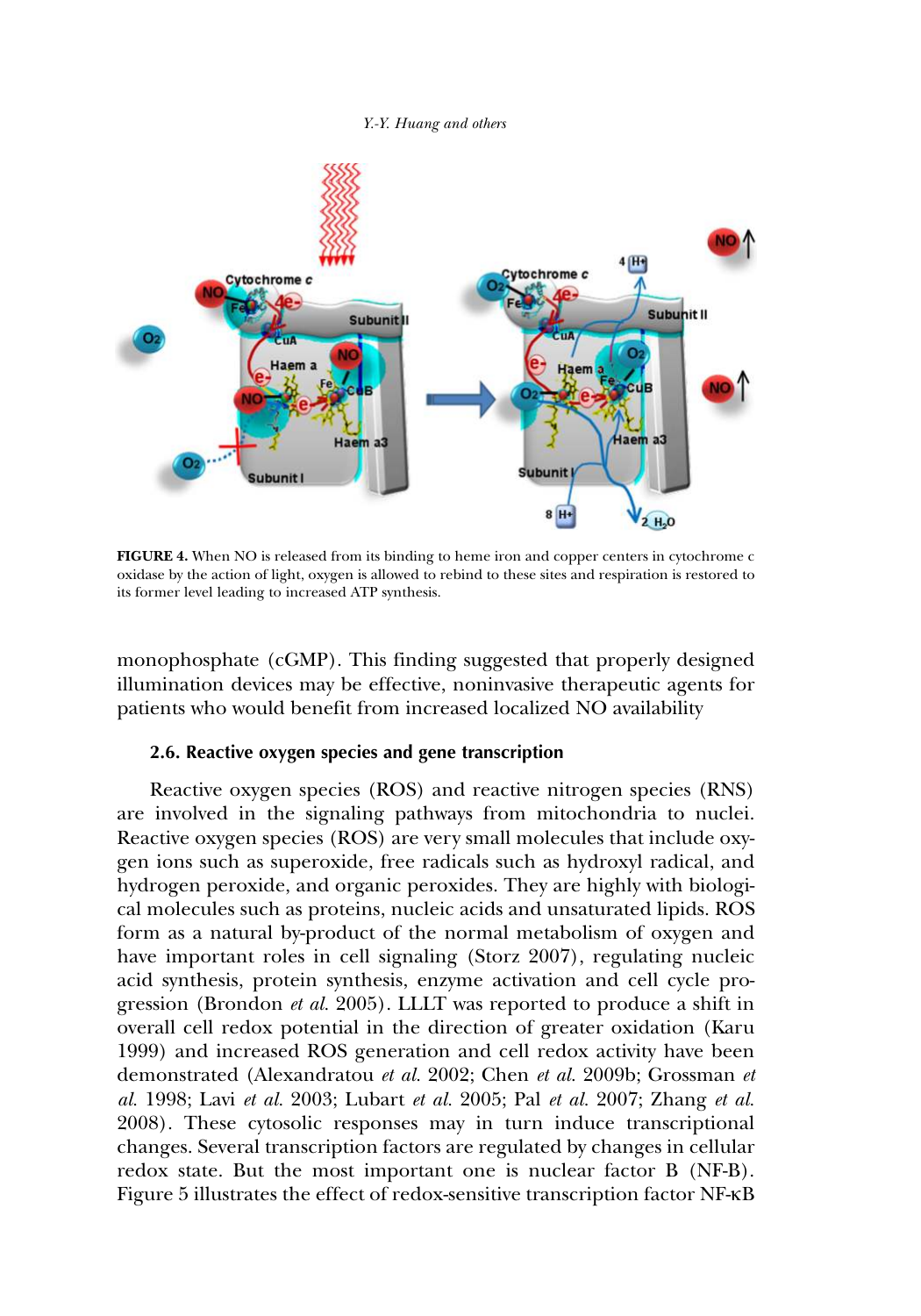**FIGURE 4.** When NO is released from its binding to heme iron and copper centers in cytochrome c oxidase by the action of light, oxygen is allowed to rebind to these sites and respiration is restored to its former level leading to increased ATP synthesis.

monophosphate (cGMP). This finding suggested that properly designed illumination devices may be effective, noninvasive therapeutic agents for patients who would benefit from increased localized NO availability

### 2.6. Reactive oxygen species and gene transcription

Reactive oxygen species (ROS) and reactive nitrogen species (RNS) are involved in the signaling pathways from mitochondria to nuclei. Reactive oxygen species (ROS) are very small molecules that include oxygen ions such as superoxide, free radicals such as hydroxyl radical, and hydrogen peroxide, and organic peroxides. They are highly with biological molecules such as proteins, nucleic acids and unsaturated lipids. ROS form as a natural by-product of the normal metabolism of oxygen and have important roles in cell signaling (Storz 2007), regulating nucleic acid synthesis, protein synthesis, enzyme activation and cell cycle progression (Brondon *et al.* 2005). LLLT was reported to produce a shift in overall cell redox potential in the direction of greater oxidation (Karu 1999) and increased ROS generation and cell redox activity have been demonstrated (Alexandratou *et al.* 2002; Chen *et al.* 2009b; Grossman *et al.* 1998; Lavi *et al.* 2003; Lubart *et al.* 2005; Pal *et al.* 2007; Zhang *et al.* 2008). These cytosolic responses may in turn induce transcriptional changes. Several transcription factors are regulated by changes in cellular redox state. But the most important one is nuclear factor B (NF-B). Figure 5 illustrates the effect of redox-sensitive transcription factor NF-κB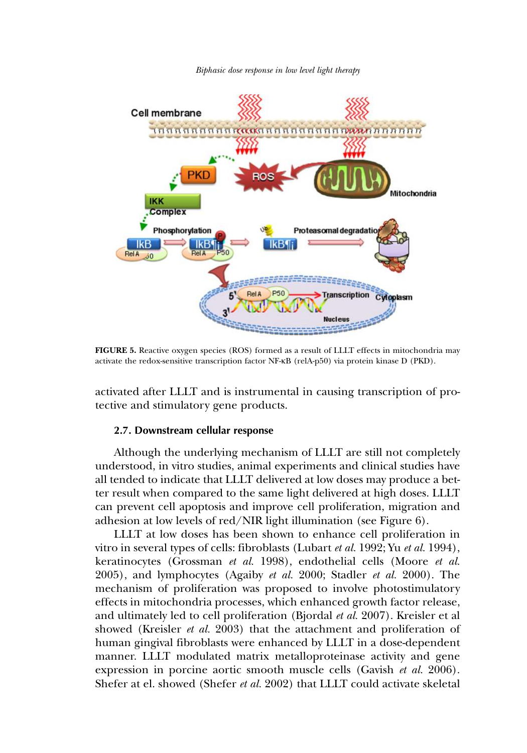FIGURE 5. Reactive oxygen species (ROS) formed as a result of LLLT effects in mitochondria may activate the redox-sensitive transcription factor NF-κB (relA-p50) via protein kinase D (PKD).

activated after LLLT and is instrumental in causing transcription of protective and stimulatory gene products.

### 2.7. Downstream cellular response

Although the underlying mechanism of LLLT are still not completely understood, in vitro studies, animal experiments and clinical studies have all tended to indicate that LLLT delivered at low doses may produce a better result when compared to the same light delivered at high doses. LLLT can prevent cell apoptosis and improve cell proliferation, migration and adhesion at low levels of red/NIR light illumination (see Figure 6).

LLLT at low doses has been shown to enhance cell proliferation in vitro in several types of cells: fibroblasts (Lubart *et al.* 1992; Yu *et al.* 1994), keratinocytes (Grossman *et al.* 1998), endothelial cells (Moore *et al.* 2005), and lymphocytes (Agaiby *et al.* 2000; Stadler *et al.* 2000). The mechanism of proliferation was proposed to involve photostimulatory effects in mitochondria processes, which enhanced growth factor release, and ultimately led to cell proliferation (Bjordal *et al.* 2007). Kreisler et al showed (Kreisler *et al.* 2003) that the attachment and proliferation of human gingival fibroblasts were enhanced by LLLT in a dose-dependent manner. LLLT modulated matrix metalloproteinase activity and gene expression in porcine aortic smooth muscle cells (Gavish *et al.* 2006). Shefer at el. showed (Shefer *et al.* 2002) that LLLT could activate skeletal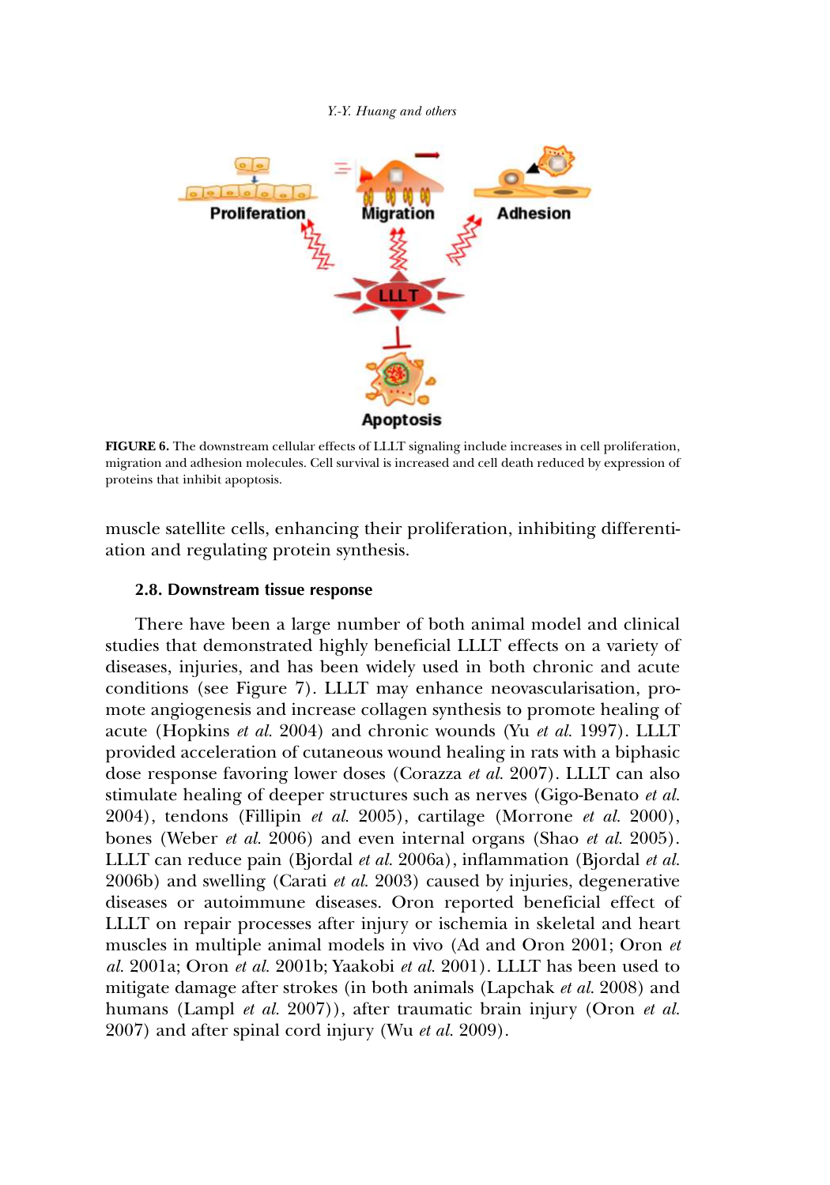**FIGURE 6.** The downstream cellular effects of LLLT signaling include increases in cell proliferation, migration and adhesion molecules. Cell survival is increased and cell death reduced by expression of proteins that inhibit apoptosis.

muscle satellite cells, enhancing their proliferation, inhibiting differentiation and regulating protein synthesis.

### 2.8. Downstream tissue response

There have been a large number of both animal model and clinical studies that demonstrated highly beneficial LLLT effects on a variety of diseases, injuries, and has widely used in both chronic and acute conditions (see Figure 7). LLLT may enhance neovascularisation, promote angiogenesis and increase collagen synthesis to promote healing of acute (Hopkins *et al.* 2004) and chronic wounds (Yu *et al.* 1997). LLLT provided acceleration of cutaneous wound healing in rats with a biphasic dose response favoring lower doses (Corazza *et al.* 2007). LLLT can also stimulate healing of deeper structures such as nerves (Gigo-Benato *et al.* 2004), tendons (Fillipin *et al.* 2005), cartilage (Morrone *et al.* 2000), bones (Weber *et al.* 2006) and even internal organs (Shao *et al.* 2005). LLLT can reduce pain (Bjordal *et al.* 2006a), inflammation (Bjordal *et al.* 2006b) and swelling (Carati *et al.* 2003) caused by injuries, degenerative diseases or autoimmune diseases. Oron reported beneficial effect of LLLT on repair processes after injury or ischemia in skeletal and heart muscles in multiple animal models in vivo (Ad and Oron 2001; Oron *et al.* 2001a; Oron *et al.* 2001b; Yaakobi *et al.* 2001). LLLT has been used to mitigate damage after strokes (in both animals (Lapchak *et al.* 2008) and humans (Lampl *et al.* 2007)), after traumatic brain injury (Oron *et al.* 2007) and after spinal cord injury (Wu *et al.* 2009).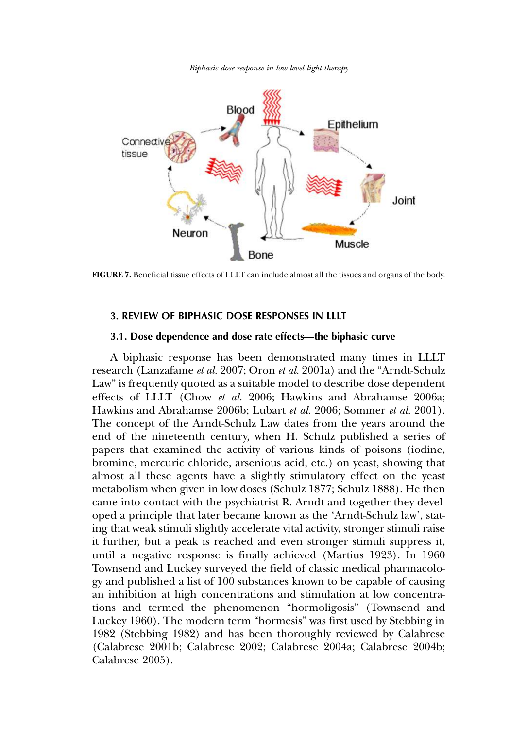FIGURE 7. Beneficial tissue effects of LLLT can include almost all the tissues and organs of the body.

## 3. REVIEW OF BIPHASIC DOSE RESPONSES IN LLLT

### 3.1. Dose dependence and dose rate effects—the biphasic curve

A biphasic response has been demonstrated many times in LLLT research (Lanzafame *et al.* 2007; Oron *et al.* 2001a) and the "Arndt-Schulz Law" is frequently quoted as a suitable model to describe dose dependent effects of LLLT (Chow *et al.* 2006; Hawkins and Abrahamse 2006a; Hawkins and Abrahamse 2006b; Lubart *et al.* 2006; Sommer *et al.* 2001). The concept of the Arndt-Schulz Law dates from the years around the end of the nineteenth century, when H. Schulz published a series of papers that examined the activity of various kinds of poisons (iodine, bromine, mercuric chloride, arsenious acid, etc.) on yeast, showing that almost all these agents have a slightly stimulatory effect on the yeast metabolism when given in low doses (Schulz 1877; Schulz 1888). He then came into contact with the psychiatrist R. Arndt and together they developed a principle that later became known as the 'Arndt-Schulz law', stating that weak stimuli slightly accelerate vital activity, stronger stimuli raise it further, but a peak is reached and even stronger stimuli suppress it, until a negative response is finally achieved (Martius 1923). In 1960 Townsend and Luckey surveyed the field of classic medical pharmacology and published a list of 100 substances known to be capable of causing an inhibition at high concentrations and stimulation at low concentrations and termed the phenomenon "hormoligosis" (Townsend and Luckey 1960). The modern term "hormesis" was first used by Stebbing in 1982 (Stebbing 1982) and has been thoroughly reviewed by Calabrese (Calabrese 2001b; Calabrese 2002; Calabrese 2004a; Calabrese 2004b; Calabrese 2005).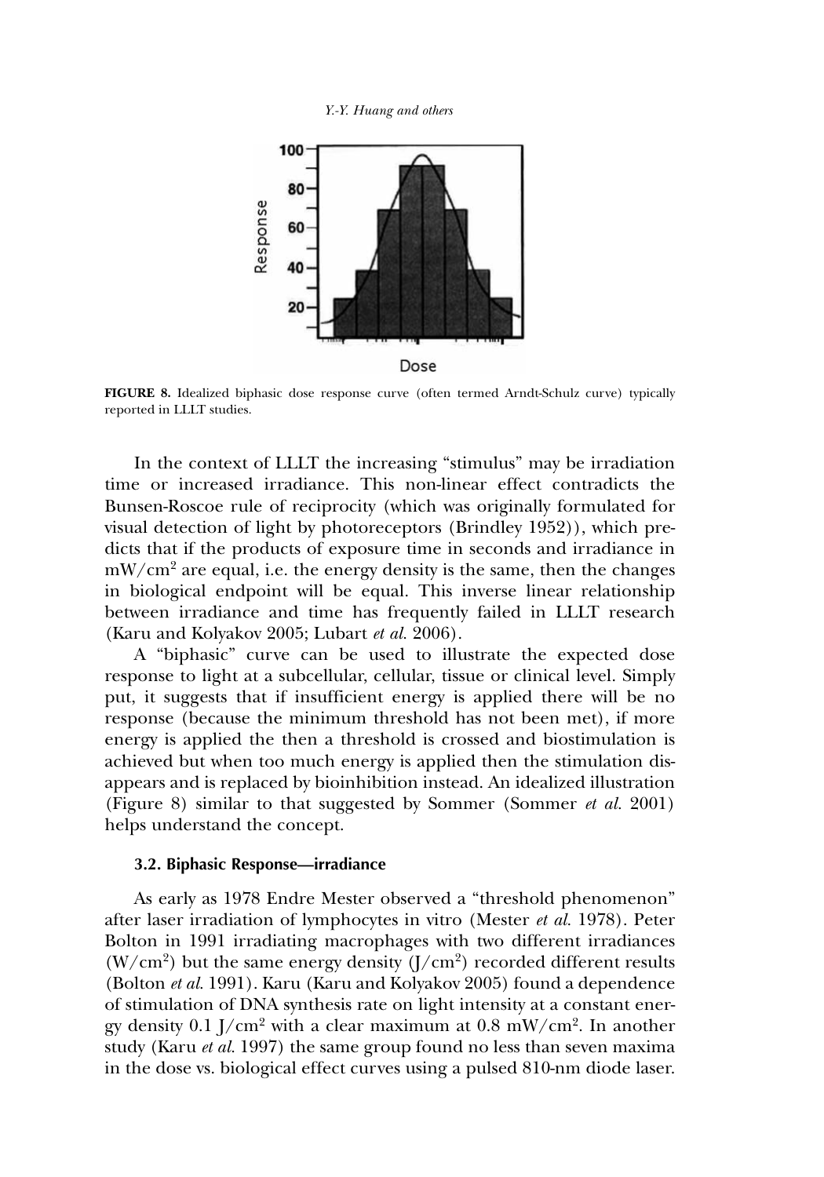**FIGURE 8.** Idealized biphasic dose response curve (often termed Arndt-Schulz curve) typically reported in LLLT studies.

In the context of LLLT the increasing "stimulus" may be irradiation time or increased irradiance. This non-linear effect contradicts the Bunsen-Roscoe rule of reciprocity (which was originally formulated for visual detection of light by photoreceptors (Brindley 1952)), which predicts that if the products of exposure time in seconds and irradiance in $mW/cm^2$ are equal, i.e. the energy density is the same, then the changes in biological endpoint will be equal. This inverse linear relationship between irradiance and time has frequently failed in LLLT research (Karu and Kolyakov 2005; Lubart *et al.* 2006).

A "biphasic" curve can be used to illustrate the expected dose response to light at a subcellular, cellular, tissue or clinical level. Simply put, it suggests that if insufficient energy is applied there will be no response (because the minimum threshold has not been met), if more energy is applied the then a threshold is crossed and biostimulation is achieved but when too much energy is applied then the stimulation disappears and is replaced by bioinhibition instead. An idealized illustration (Figure 8) similar to that suggested by Sommer (Sommer *et al.* 2001) helps understand the concept.

### 3.2. Biphasic Response—irradiance

As early as 1978 Endre Mester observed a "threshold phenomenon" after laser irradiation of lymphocytes in vitro (Mester *et al.* 1978). Peter Bolton in 1991 irradiating macrophages with two different irradiances ($W/cm^2$) but the same energy density ($J/cm^2$) recorded different results (Bolton *et al.* 1991). Karu (Karu and Kolyakov 2005) found a dependence of stimulation of DNA synthesis rate on light intensity at a constant energy density $0.1\ J/cm^2$ with a clear maximum at $0.8\ mW/cm^2$. In another study (Karu *et al.* 1997) the same group found no less than seven maxima in the dose vs. biological effect curves using a pulsed 810-nm diode laser.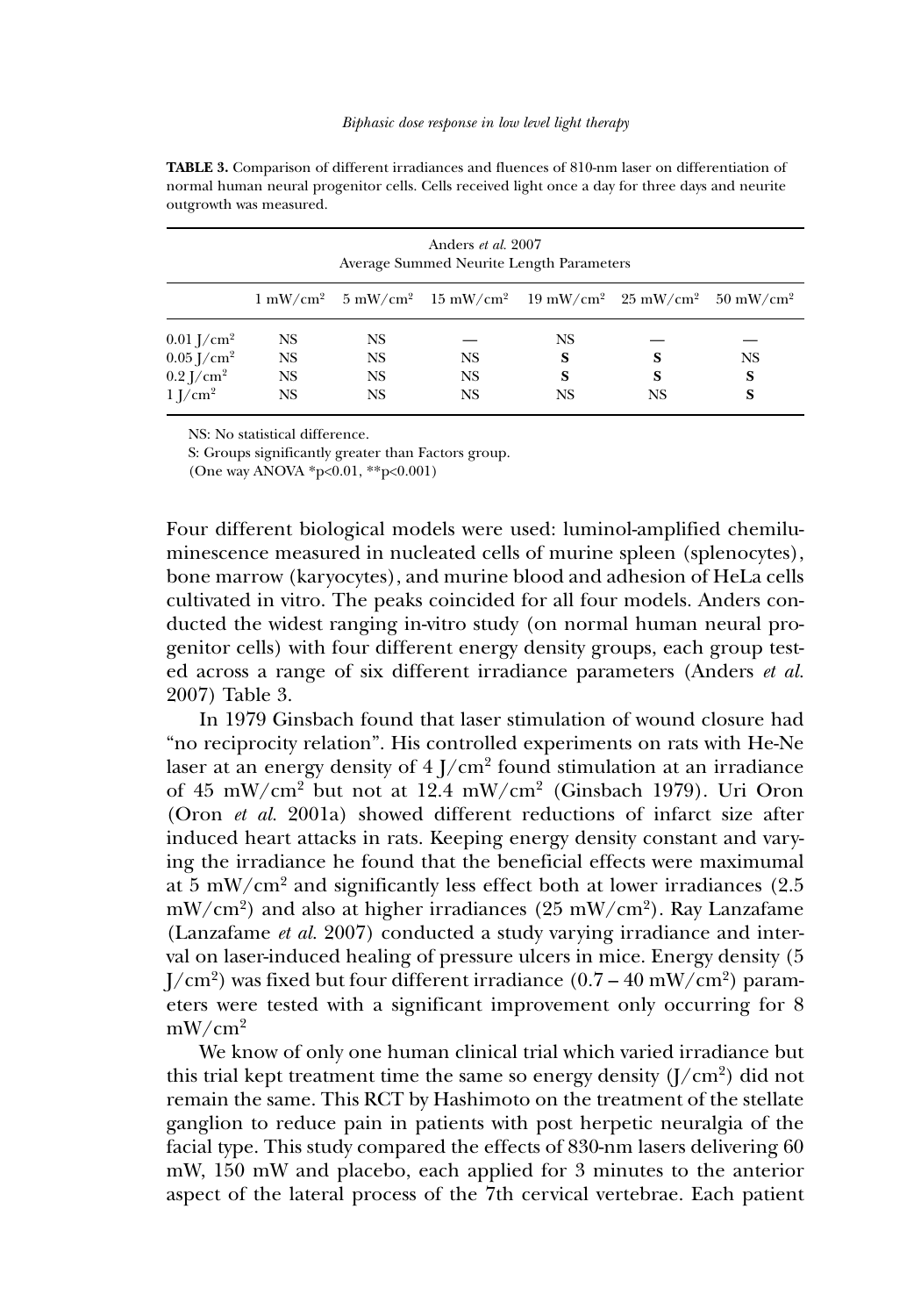**TABLE 3.** Comparison of different irradiances and fluences of 810-nm laser on differentiation of normal human neural progenitor cells. Cells received light once a day for three days and neurite outgrowth was measured.

| Anders *et al.* 2007 Average Summed Neurite Length Parameters | | | | | | |
|---|---|---|---|---|---|---|
| | 1 mW/cm² | 5 mW/cm² | 15 mW/cm² | 19 mW/cm² | 25 mW/cm² | 50 mW/cm² |
| 0.01 J/cm² | NS | NS | — | NS | — | — |
| 0.05 J/cm² | NS | NS | NS | **S** | **S** | NS |
| 0.2 J/cm² | NS | NS | NS | **S** | **S** | **S** |
| 1 J/cm² | NS | NS | NS | NS | NS | **S** |

NS: No statistical difference.
S: Groups significantly greater than Factors group.
(One way ANOVA * $p<0.01$, ** $p<0.001$)

Four different biological models were used: luminol-amplified chemiluminescence measured in nucleated cells of murine spleen (splenocytes), bone marrow (karyocytes), and murine blood and adhesion of HeLa cells cultivated in vitro. The peaks coincided for all four models. Anders conducted the widest ranging in-vitro study (on normal human neural progenitor cells) with four different energy density groups, each group tested across a range of six different irradiance parameters (Anders *et al.* 2007) Table 3.

In 1979 Ginsbach found that laser stimulation of wound closure had "no reciprocity relation". His controlled experiments on rats with He-Ne laser at an energy density of 4 J/cm² found stimulation at an irradiance of 45 mW/cm² but not at 12.4 mW/cm² (Ginsbach 1979). Uri Oron (Oron *et al.* 2001a) showed different reductions of infarct size after induced heart attacks in rats. Keeping energy density constant and varying the irradiance he found that the beneficial effects were maximumal at 5 mW/cm² and significantly less effect both at lower irradiances (2.5 mW/cm²) and also at higher irradiances (25 mW/cm²). Ray Lanzafame (Lanzafame *et al.* 2007) conducted a study varying irradiance and interval on laser-induced healing of pressure ulcers in mice. Energy density (5 J/cm²) was fixed but four different irradiance (0.7 – 40 mW/cm²) parameters were tested with a significant improvement only occurring for 8 mW/cm²

We know of only one human clinical trial which varied irradiance but this trial kept treatment time the same so energy density (J/cm²) did not remain the same. This RCT by Hashimoto on the treatment of the stellate ganglion to reduce pain in patients with post herpetic neuralgia of the facial type. This study compared the effects of 830-nm lasers delivering 60 mW, 150 mW and placebo, each applied for 3 minutes to the anterior aspect of the lateral process of the 7th cervical vertebrae. Each patient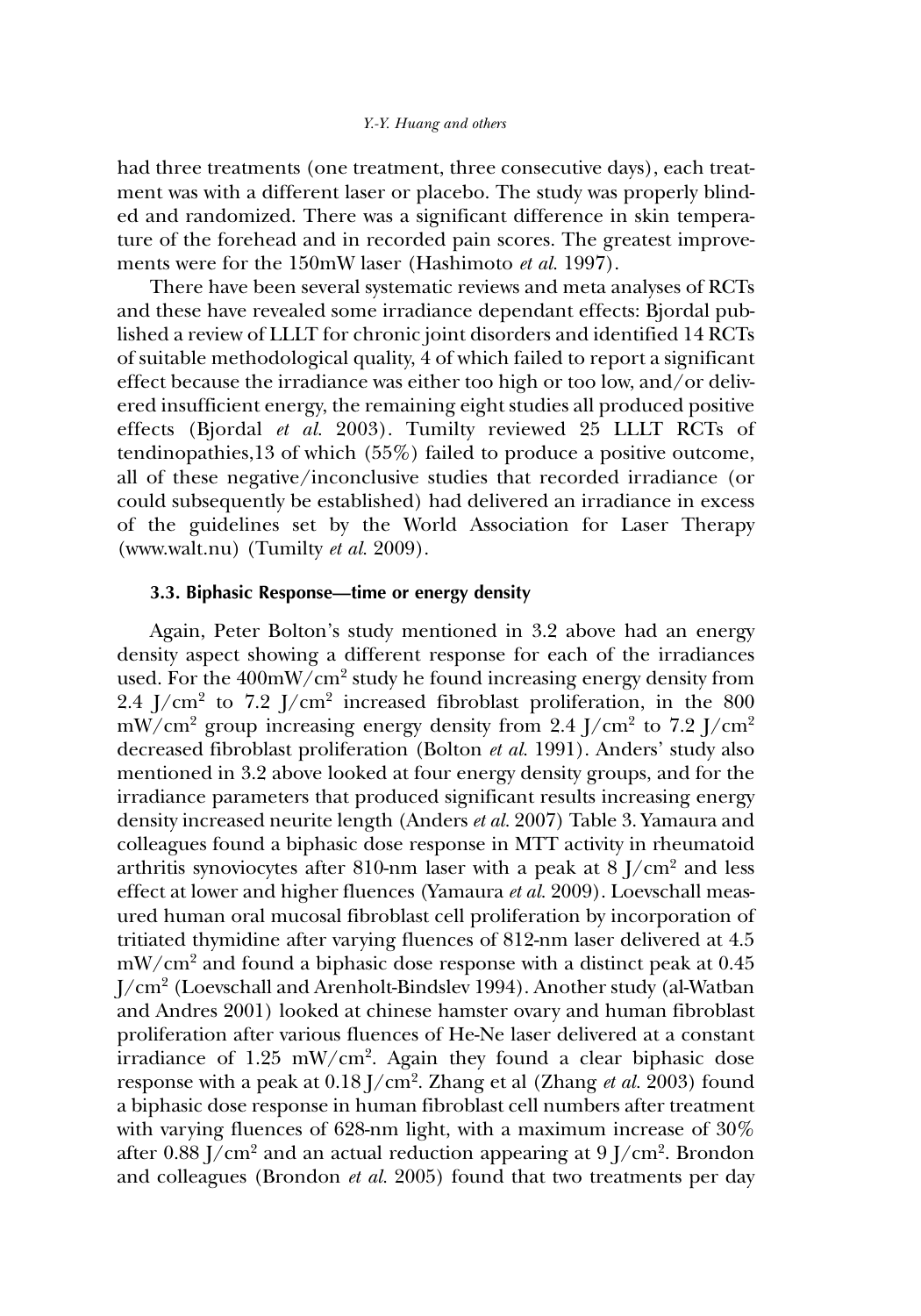had three treatments (one treatment, three consecutive days), each treatment was with a different laser or placebo. The study was properly blinded and randomized. There was a significant difference in skin temperature of the forehead and in recorded pain scores. The greatest improvements were for the 150mW laser (Hashimoto *et al.* 1997).

There have been several systematic reviews and meta analyses of RCTs and these have revealed some irradiance dependant effects: Bjordal published a review of LLLT for chronic joint disorders and identified 14 RCTs of suitable methodological quality, 4 of which failed to report a significant effect because the irradiance was either too high or too low, and/or delivered insufficient energy, the remaining eight studies all produced positive effects (Bjordal *et al.* 2003). Tumilty reviewed 25 LLLT RCTs of tendinopathies,13 of which (55%) failed to produce a positive outcome, all of these negative/inconclusive studies that recorded irradiance (or could subsequently be established) had delivered an irradiance in excess of the guidelines set by the World Association for Laser Therapy (www.walt.nu) (Tumilty *et al.* 2009).

### 3.3. Biphasic Response—time or energy density

Again, Peter Bolton's study mentioned in 3.2 above had an energy density aspect showing a different response for each of the irradiances used. For the 400mW/cm$^2$ study he found increasing energy density from 2.4 J/cm$^2$ to 7.2 J/cm$^2$ increased fibroblast proliferation, in the 800 mW/cm$^2$ group increasing energy density from 2.4 J/cm$^2$ to 7.2 J/cm$^2$ decreased fibroblast proliferation (Bolton *et al.* 1991). Anders' study also mentioned in 3.2 above looked at four energy density groups, and for the irradiance parameters that produced significant results increasing energy density increased neurite length (Anders *et al.* 2007) Table 3. Yamaura and colleagues found a biphasic dose response in MTT activity in rheumatoid arthritis synoviocytes after 810-nm laser with a peak at 8 J/cm$^2$ and less effect at lower and higher fluences (Yamaura *et al.* 2009). Loevschall measured human oral mucosal fibroblast cell proliferation by incorporation of tritiated thymidine after varying fluences of 812-nm laser delivered at 4.5 mW/cm$^2$ and found a biphasic dose response with a distinct peak at 0.45 J/cm$^2$ (Loevschall and Arenholt-Bindslev 1994). Another study (al-Watban and Andres 2001) looked at chinese hamster ovary and human fibroblast proliferation after various fluences of He-Ne laser delivered at a constant irradiance of 1.25 mW/cm$^2$. Again they found a clear biphasic dose response with a peak at 0.18 J/cm$^2$. Zhang et al (Zhang *et al.* 2003) found a biphasic dose response in human fibroblast cell numbers after treatment with varying fluences of 628-nm light, with a maximum increase of 30% after 0.88 J/cm$^2$ and an actual reduction appearing at 9 J/cm$^2$. Brondon and colleagues (Brondon *et al.* 2005) found that two treatments per day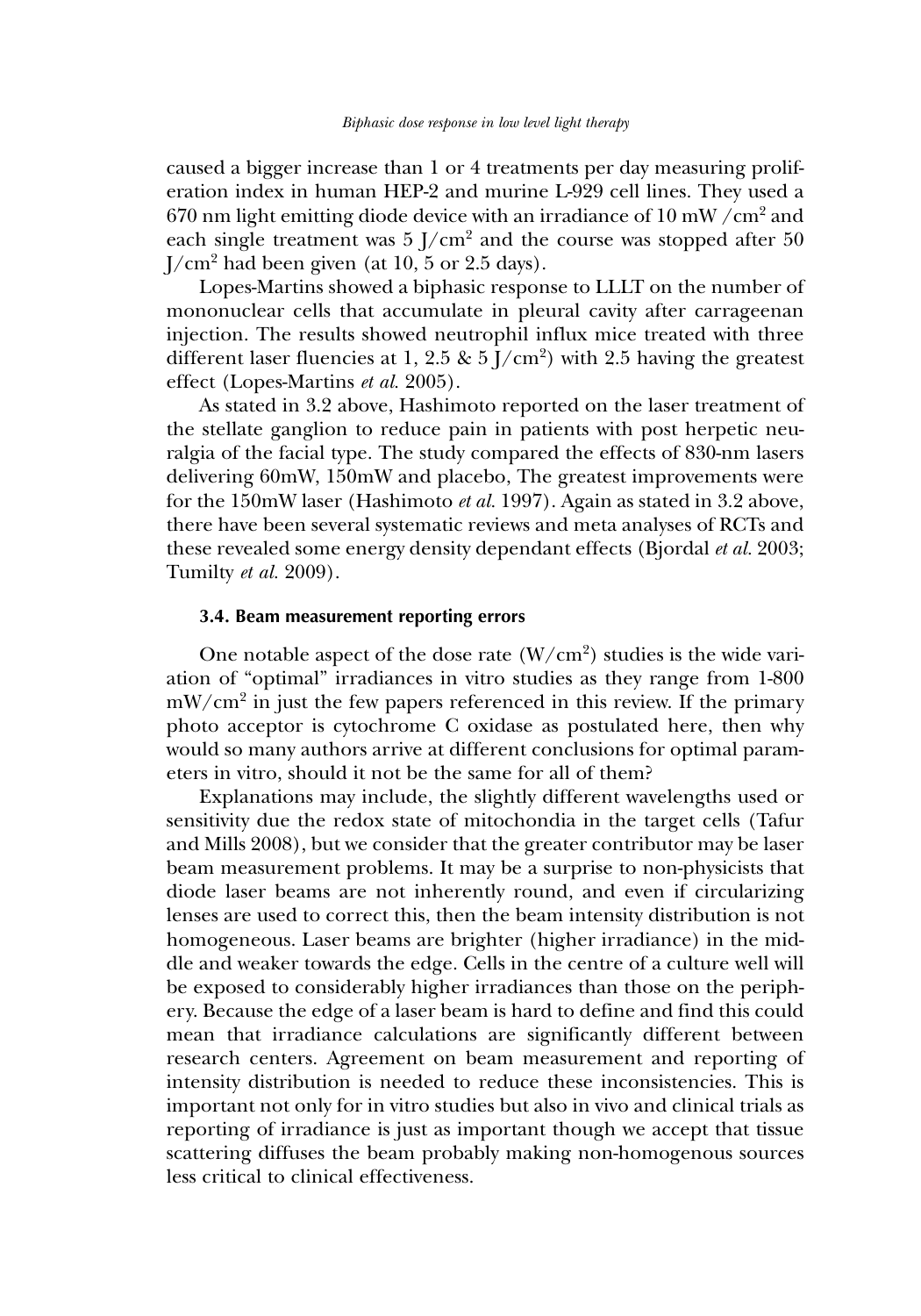caused a bigger increase than 1 or 4 treatments per day measuring proliferation index in human HEP-2 and murine L-929 cell lines. They used a 670 nm light emitting diode device with an irradiance of 10 mW /cm$^2$ and each single treatment was 5 J/cm$^2$ and the course was stopped after 50 J/cm$^2$ had been given (at 10, 5 or 2.5 days).

Lopes-Martins showed a biphasic response to LLLT on the number of mononuclear cells that accumulate in pleural cavity after carrageenan injection. The results showed neutrophil influx mice treated with three different laser fluencies at 1, 2.5 & 5 J/cm$^2$) with 2.5 having the greatest effect (Lopes-Martins *et al.* 2005).

As stated in 3.2 above, Hashimoto reported on the laser treatment of the stellate ganglion to reduce pain in patients with post herpetic neuralgia of the facial type. The study compared the effects of 830-nm lasers delivering 60mW, 150mW and placebo, The greatest improvements were for the 150mW laser (Hashimoto *et al.* 1997). Again as stated in 3.2 above, there have been several systematic reviews and meta analyses of RCTs and these revealed some energy density dependant effects (Bjordal *et al.* 2003; Tumilty *et al.* 2009).

### 3.4. Beam measurement reporting errors

One notable aspect of the dose rate (W/cm$^2$) studies is the wide variation of "optimal" irradiances in vitro studies as they range from 1-800 mW/cm$^2$ in just the few papers referenced in this review. If the primary photo acceptor is cytochrome C oxidase as postulated here, then why would so many authors arrive at different conclusions for optimal parameters in vitro, should it not be the same for all of them?

Explanations may include, the slightly different wavelengths used or sensitivity due the redox state of mitochondia in the target cells (Tafur and Mills 2008), but we consider that the greater contributor may be laser beam measurement problems. It may be a surprise to non-physicists that diode laser beams are not inherently round, and even if circularizing lenses are used to correct this, then the beam intensity distribution is not homogeneous. Laser beams are brighter (higher irradiance) in the middle and weaker towards the edge. Cells in the centre of a culture well will be exposed to considerably higher irradiances than those on the periphery. Because the edge of a laser beam is hard to define and find this could mean that irradiance calculations are significantly different between research centers. Agreement on beam measurement and reporting of intensity distribution is needed to reduce these inconsistencies. This is important not only for in vitro studies but also in vivo and clinical trials as reporting of irradiance is just as important though we accept that tissue scattering diffuses the beam probably making non-homogenous sources less critical to clinical effectiveness.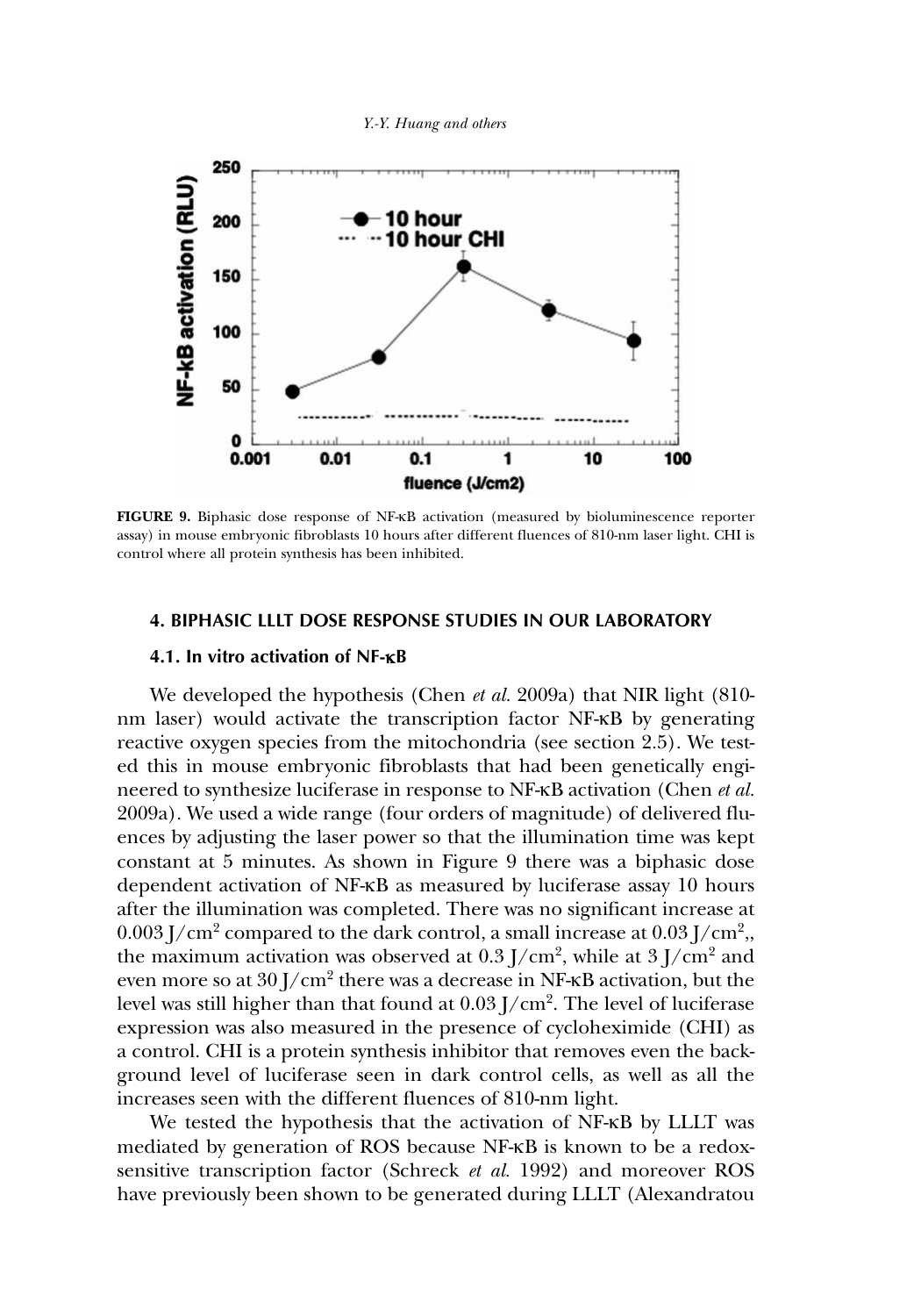**FIGURE 9.** Biphasic dose response of NF-κB activation (measured by bioluminescence reporter assay) in mouse embryonic fibroblasts 10 hours after different fluences of 810-nm laser light. CHI is control where all protein synthesis has been inhibited.

### 4. BIPHASIC LLLT DOSE RESPONSE STUDIES IN OUR LABORATORY

#### 4.1. In vitro activation of NF-κB

We developed the hypothesis (Chen *et al.* 2009a) that NIR light (810-nm laser) would activate the transcription factor NF-κB by generating reactive oxygen species from the mitochondria (see section 2.5). We tested this in mouse embryonic fibroblasts that had been genetically engineered to synthesize luciferase in response to NF-κB activation (Chen *et al.* 2009a). We used a wide range (four orders of magnitude) of delivered fluences by adjusting the laser power so that the illumination time was kept constant at 5 minutes. As shown in Figure 9 there was a biphasic dose dependent activation of NF-κB as measured by luciferase assay 10 hours after the illumination was completed. There was no significant increase at 0.003 J/cm$^2$ compared to the dark control, a small increase at 0.03 J/cm$^2$,, the maximum activation was observed at 0.3 J/cm$^2$, while at 3 J/cm$^2$ and even more so at 30 J/cm$^2$ there was a decrease in NF-κB activation, but the level was still higher than that found at 0.03 J/cm$^2$. The level of luciferase expression was also measured in the presence of cycloheximide (CHI) as a control. CHI is a protein synthesis inhibitor that removes even the background level of luciferase seen in dark control cells, as well as all the increases seen with the different fluences of 810-nm light.

We tested the hypothesis that the activation of NF-κB by LLLT was mediated by generation of ROS because NF-κB is known to be a redox-sensitive transcription factor (Schreck *et al.* 1992) and moreover ROS have previously been shown to be generated during LLLT (Alexandratou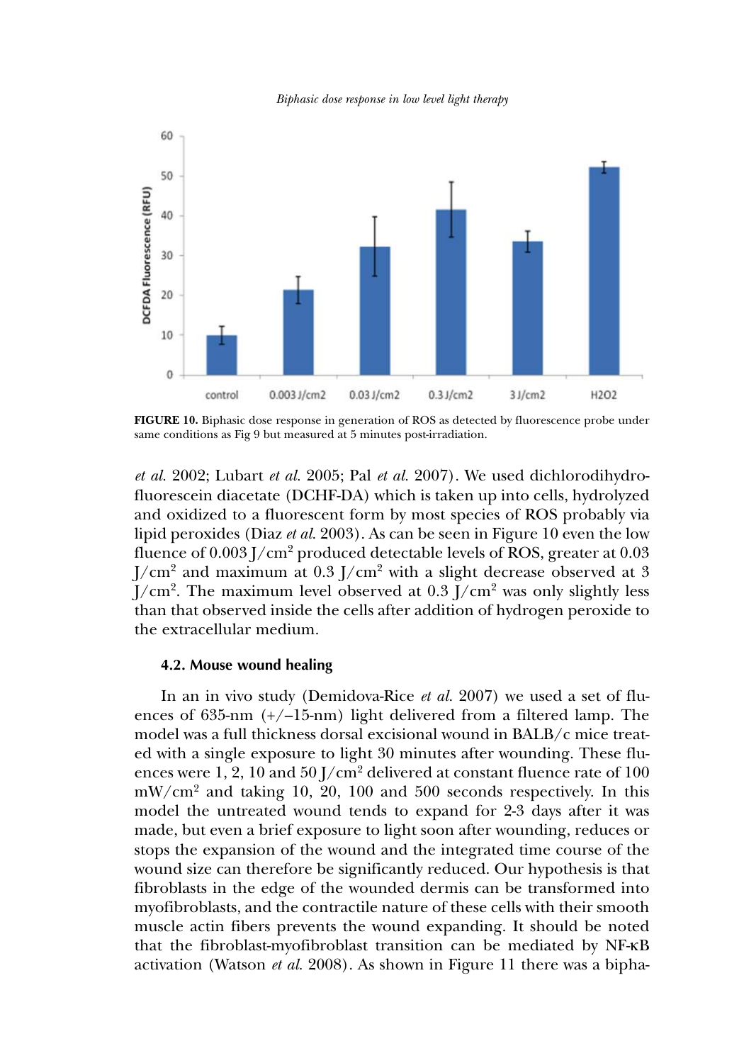**FIGURE 10.** Biphasic dose response in generation of ROS as detected by fluorescence probe under same conditions as Fig 9 but measured at 5 minutes post-irradiation.

*et al.* 2002; Lubart *et al.* 2005; Pal *et al.* 2007). We used dichlorodihydrofluorescein diacetate (DCHF-DA) which is taken up into cells, hydrolyzed and oxidized to a fluorescent form by most species of ROS probably via lipid peroxides (Diaz *et al.* 2003). As can be seen in Figure 10 even the low fluence of 0.003 J/cm$^2$ produced detectable levels of ROS, greater at 0.03 J/cm$^2$ and maximum at 0.3 J/cm$^2$ with a slight decrease observed at 3 J/cm$^2$. The maximum level observed at 0.3 J/cm$^2$ was only slightly less than that observed inside the cells after addition of hydrogen peroxide to the extracellular medium.

### 4.2. Mouse wound healing

In an in vivo study (Demidova-Rice *et al.* 2007) we used a set of fluences of 635-nm (+/–15-nm) light delivered from a filtered lamp. The model was a full thickness dorsal excisional wound in BALB/c mice treated with a single exposure to light 30 minutes after wounding. These fluences were 1, 2, 10 and 50 J/cm$^2$ delivered at constant fluence rate of 100 mW/cm$^2$ and taking 10, 20, 100 and 500 seconds respectively. In this model the untreated wound tends to expand for 2-3 days after it was made, but even a brief exposure to light soon after wounding, reduces or stops the expansion of the wound and the integrated time course of the wound size can therefore be significantly reduced. Our hypothesis is that fibroblasts in the edge of the wounded dermis can be transformed into myofibroblasts, and the contractile nature of these cells with their smooth muscle actin fibers prevents the wound expanding. It should be noted that the fibroblast-myofibroblast transition can be mediated by NF-κB activation (Watson *et al.* 2008). As shown in Figure 11 there was a bipha-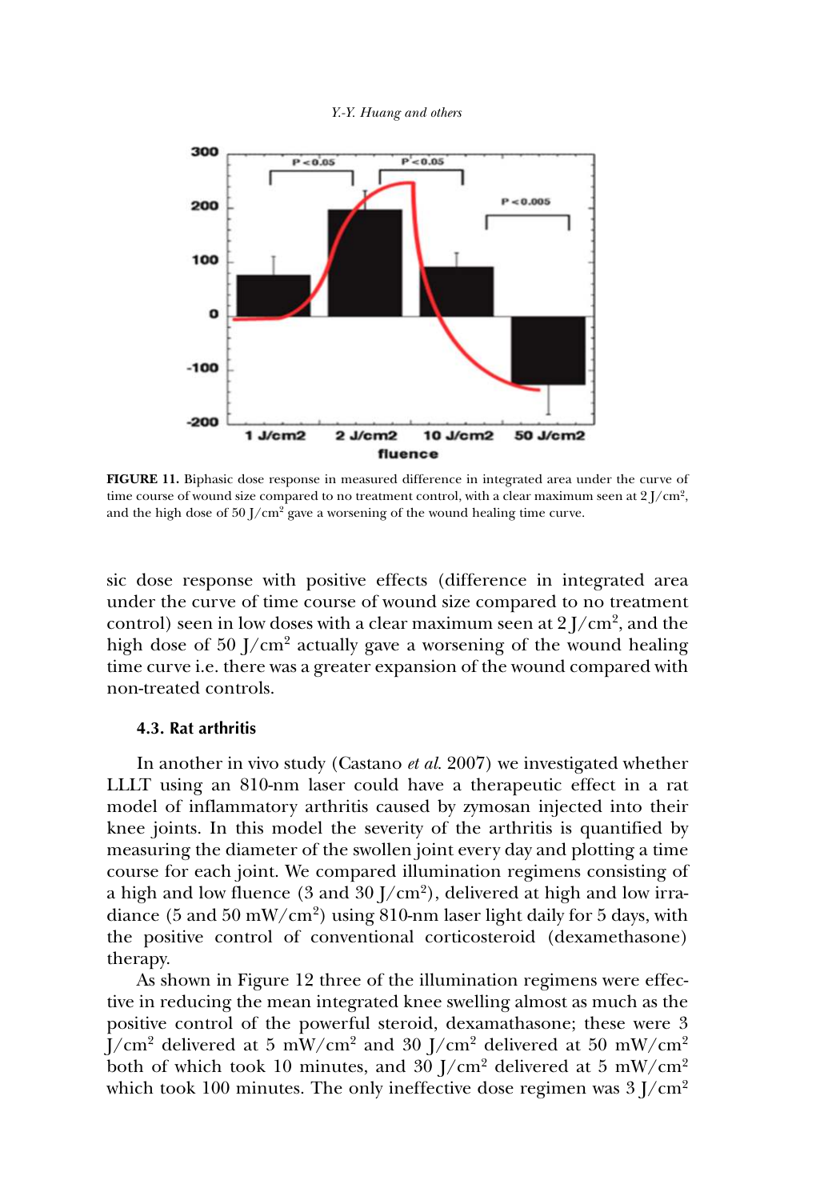**FIGURE 11.** Biphasic dose response in measured difference in integrated area under the curve of time course of wound size compared to no treatment control, with a clear maximum seen at 2 J/cm$^2$, and the high dose of 50 J/cm$^2$ gave a worsening of the wound healing time curve.

sic dose response with positive effects (difference in integrated area under the curve of time course of wound size compared to no treatment control) seen in low doses with a clear maximum seen at 2 J/cm$^2$, and the high dose of 50 J/cm$^2$ actually gave a worsening of the wound healing time curve i.e. there was a greater expansion of the wound compared with non-treated controls.

### 4.3. Rat arthritis

In another in vivo study (Castano *et al.* 2007) we investigated whether LLLT using an 810-nm laser could have a therapeutic effect in a rat model of inflammatory arthritis caused by zymosan injected into their knee joints. In this model the severity of the arthritis is quantified by measuring the diameter of the swollen joint every day and plotting a time course for each joint. We compared illumination regimens consisting of a high and low fluence (3 and 30 J/cm$^2$), delivered at high and low irradiance (5 and 50 mW/cm$^2$) using 810-nm laser light daily for 5 days, with the positive control of conventional corticosteroid (dexamethasone) therapy.

As shown in Figure 12 three of the illumination regimens were effective in reducing the mean integrated knee swelling almost as much as the positive control of the powerful steroid, dexamathasone; these were 3 J/cm$^2$ delivered at 5 mW/cm$^2$ and 30 J/cm$^2$ delivered at 50 mW/cm$^2$ both of which took 10 minutes, and 30 J/cm$^2$ delivered at 5 mW/cm$^2$ which took 100 minutes. The only ineffective dose regimen was 3 J/cm$^2$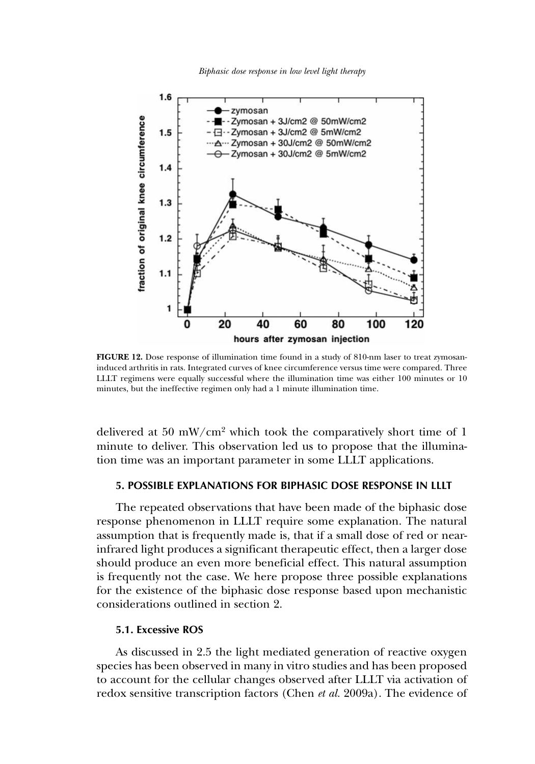**FIGURE 12.** Dose response of illumination time found in a study of 810-nm laser to treat zymosan-induced arthritis in rats. Integrated curves of knee circumference versus time were compared. Three LLLT regimens were equally successful where the illumination time was either 100 minutes or 10 minutes, but the ineffective regimen only had a 1 minute illumination time.

delivered at 50 mW/cm$^2$ which took the comparatively short time of 1 minute to deliver. This observation led us to propose that the illumination time was an important parameter in some LLLT applications.

## 5. POSSIBLE EXPLANATIONS FOR BIPHASIC DOSE RESPONSE IN LLLT

The repeated observations that have been made of the biphasic dose response phenomenon in LLLT require some explanation. The natural assumption that is frequently made is, that if a small dose of red or near-infrared light produces a significant therapeutic effect, then a larger dose should produce an even more beneficial effect. This natural assumption is frequently not the case. We here propose three possible explanations for the existence of the biphasic dose response based upon mechanistic considerations outlined in section 2.

### 5.1. Excessive ROS

As discussed in 2.5 the light mediated generation of reactive oxygen species has been observed in many in vitro studies and has been proposed to account for the cellular changes observed after LLLT via activation of redox sensitive transcription factors (Chen *et al.* 2009a). The evidence of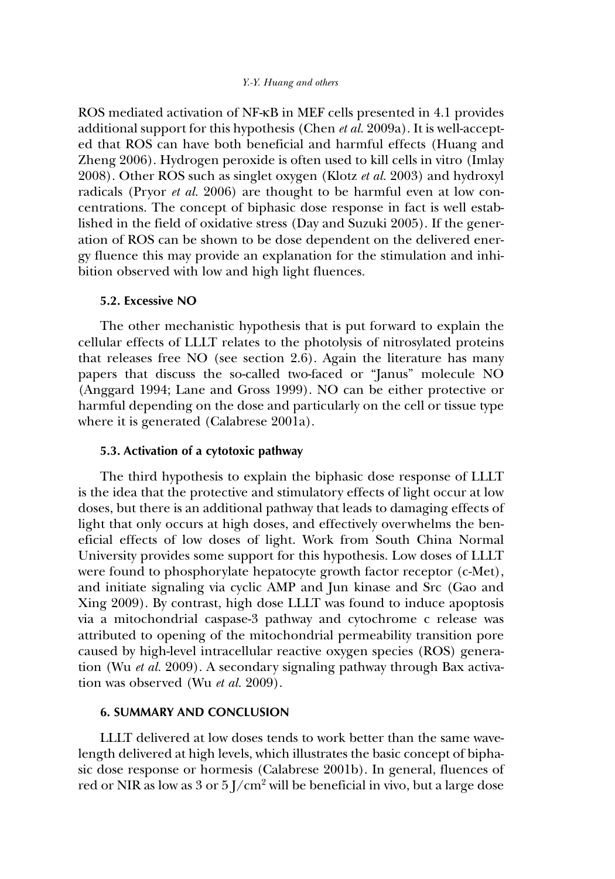ROS mediated activation of NF-κB in MEF cells presented in 4.1 provides additional support for this hypothesis (Chen *et al.* 2009a). It is well-accepted that ROS can have both beneficial and harmful effects (Huang and Zheng 2006). Hydrogen peroxide is often used to kill cells in vitro (Imlay 2008). Other ROS such as singlet oxygen (Klotz *et al.* 2003) and hydroxyl radicals (Pryor *et al.* 2006) are thought to be harmful even at low concentrations. The concept of biphasic dose response in fact is well established in the field of oxidative stress (Day and Suzuki 2005). If the generation of ROS can be shown to be dose dependent on the delivered energy fluence this may provide an explanation for the stimulation and inhibition observed with low and high light fluences.

### 5.2. Excessive NO

The other mechanistic hypothesis that is put forward to explain the cellular effects of LLLT relates to the photolysis of nitrosylated proteins that releases free NO (see section 2.6). Again the literature has many papers that discuss the so-called two-faced or "Janus" molecule NO (Anggard 1994; Lane and Gross 1999). NO can be either protective or harmful depending on the dose and particularly on the cell or tissue type where it is generated (Calabrese 2001a).

### 5.3. Activation of a cytotoxic pathway

The third hypothesis to explain the biphasic dose response of LLLT is the idea that the protective and stimulatory effects of light occur at low doses, but there is an additional pathway that leads to damaging effects of light that only occurs at high doses, and effectively overwhelms the beneficial effects of low doses of light. Work from South China Normal University provides some support for this hypothesis. Low doses of LLLT were found to phosphorylate hepatocyte growth factor receptor (c-Met), and initiate signaling via cyclic AMP and Jun kinase and Src (Gao and Xing 2009). By contrast, high dose LLLT was found to induce apoptosis via a mitochondrial caspase-3 pathway and cytochrome c release was attributed to opening of the mitochondrial permeability transition pore caused by high-level intracellular reactive oxygen species (ROS) generation (Wu *et al.* 2009). A secondary signaling pathway through Bax activation was observed (Wu *et al.* 2009).

## 6. SUMMARY AND CONCLUSION

LLLT delivered at low doses tends to work better than the same wavelength delivered at high levels, which illustrates the basic concept of biphasic dose response or hormesis (Calabrese 2001b). In general, fluences of red or NIR as low as 3 or 5 $J/cm^2$ will be beneficial in vivo, but a large dose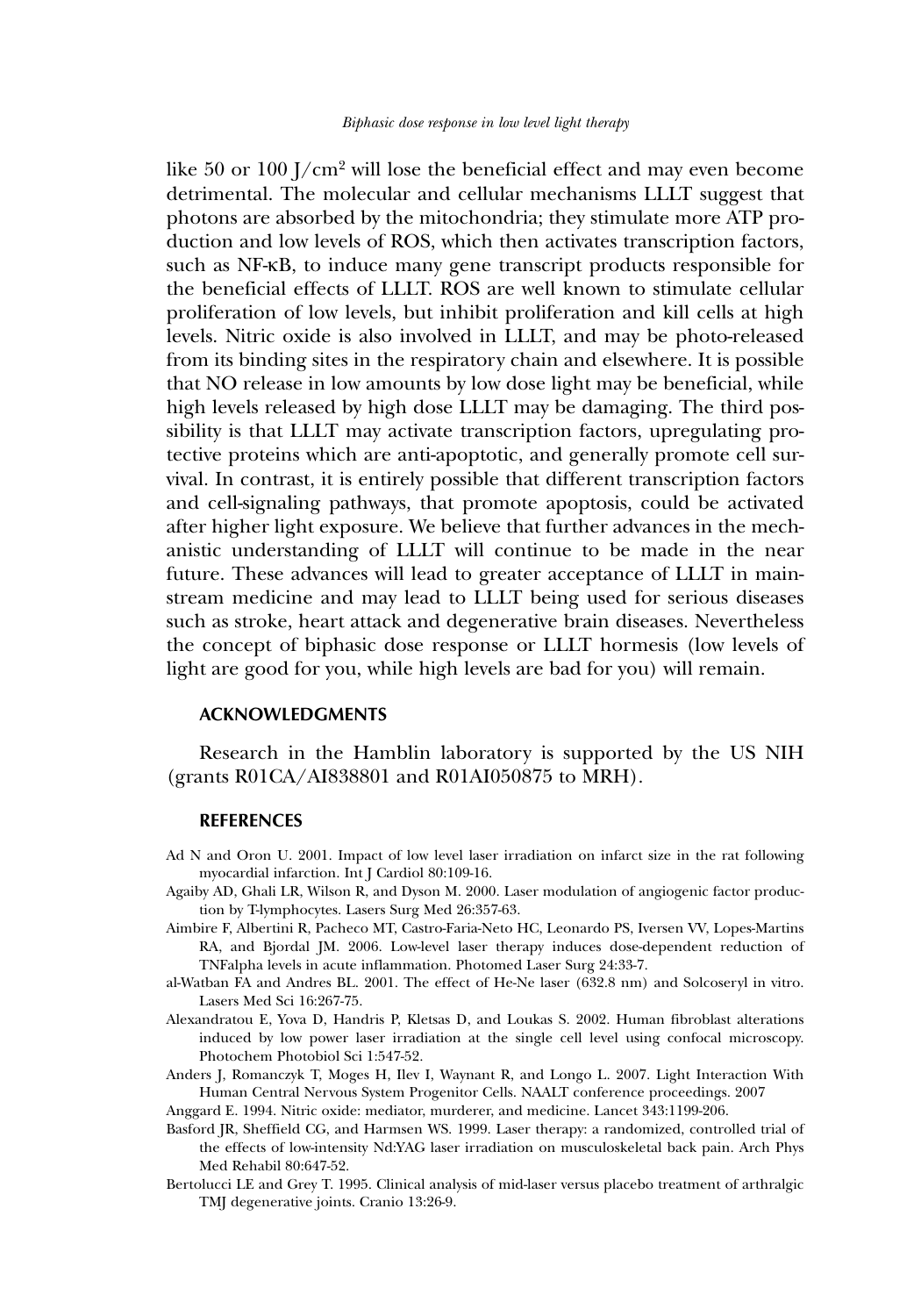like 50 or 100 J/cm$^2$ will lose the beneficial effect and may even become detrimental. The molecular and cellular mechanisms LLLT suggest that photons are absorbed by the mitochondria; they stimulate more ATP production and low levels of ROS, which then activates transcription factors, such as NF-κB, to induce many gene transcript products responsible for the beneficial effects of LLLT. ROS are well known to stimulate cellular proliferation of low levels, but inhibit proliferation and kill cells at high levels. Nitric oxide is also involved in LLLT, and may be photo-released from its binding sites in the respiratory chain and elsewhere. It is possible that NO release in low amounts by low dose light may be beneficial, while high levels released by high dose LLLT may be damaging. The third possibility is that LLLT may activate transcription factors, upregulating protective proteins which are anti-apoptotic, and generally promote cell survival. In contrast, it is entirely possible that different transcription factors and cell-signaling pathways, that promote apoptosis, could be activated after higher light exposure. We believe that further advances in the mechanistic understanding of LLLT will continue to be made in the near future. These advances will lead to greater acceptance of LLLT in mainstream medicine and may lead to LLLT being used for serious diseases such as stroke, heart attack and degenerative brain diseases. Nevertheless the concept of biphasic dose response or LLLT hormesis (low levels of light are good for you, while high levels are bad for you) will remain.

## ACKNOWLEDGMENTS

Research in the Hamblin laboratory is supported by the US NIH (grants R01CA/AI838801 and R01AI050875 to MRH).

## REFERENCES

Ad N and Oron U. 2001. Impact of low level laser irradiation on infarct size in the rat following myocardial infarction. Int J Cardiol 80:109-16.

Agaiby AD, Ghali LR, Wilson R, and Dyson M. 2000. Laser modulation of angiogenic factor production by T-lymphocytes. Lasers Surg Med 26:357-63.

Aimbire F, Albertini R, Pacheco MT, Castro-Faria-Neto HC, Leonardo PS, Iversen VV, Lopes-Martins RA, and Bjordal JM. 2006. Low-level laser therapy induces dose-dependent reduction of TNFalpha levels in acute inflammation. Photomed Laser Surg 24:33-7.

al-Watban FA and Andres BL. 2001. The effect of He-Ne laser (632.8 nm) and Solcoseryl in vitro. Lasers Med Sci 16:267-75.

Alexandratou E, Yova D, Handris P, Kletsas D, and Loukas S. 2002. Human fibroblast alterations induced by low power laser irradiation at the single cell level using confocal microscopy. Photochem Photobiol Sci 1:547-52.

Anders J, Romanczyk T, Moges H, Ilev I, Waynant R, and Longo L. 2007. Light Interaction With Human Central Nervous System Progenitor Cells. NAALT conference proceedings. 2007

Anggard E. 1994. Nitric oxide: mediator, murderer, and medicine. Lancet 343:1199-206.

Basford JR, Sheffield CG, and Harmsen WS. 1999. Laser therapy: a randomized, controlled trial of the effects of low-intensity Nd:YAG laser irradiation on musculoskeletal back pain. Arch Phys Med Rehabil 80:647-52.

Bertolucci LE and Grey T. 1995. Clinical analysis of mid-laser versus placebo treatment of arthralgic TMJ degenerative joints. Cranio 13:26-9.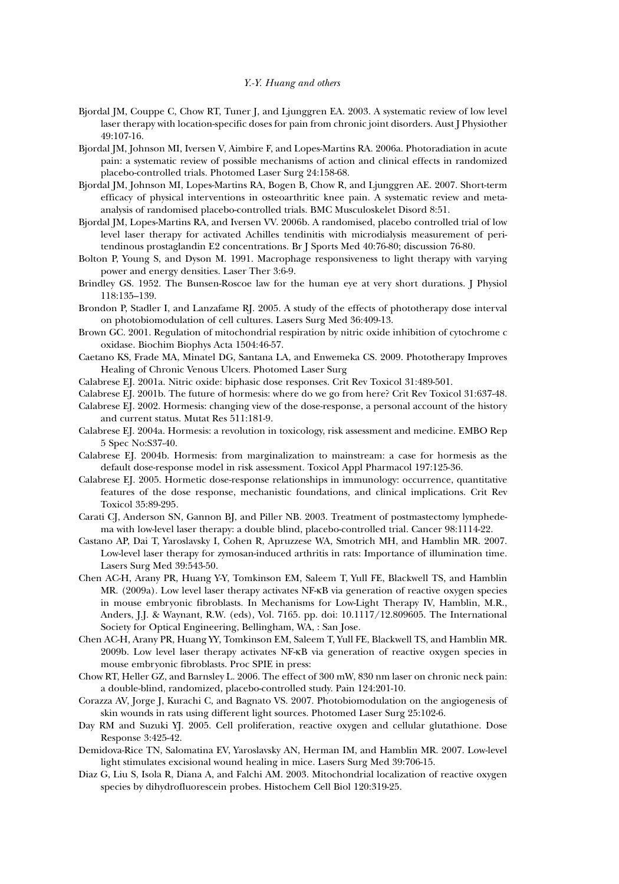Bjordal JM, Couppe C, Chow RT, Tuner J, and Ljunggren EA. 2003. A systematic review of low level laser therapy with location-specific doses for pain from chronic joint disorders. Aust J Physiother 49:107-16.

Bjordal JM, Johnson MI, Iversen V, Aimbire F, and Lopes-Martins RA. 2006a. Photoradiation in acute pain: a systematic review of possible mechanisms of action and clinical effects in randomized placebo-controlled trials. Photomed Laser Surg 24:158-68.

Bjordal JM, Johnson MI, Lopes-Martins RA, Bogen B, Chow R, and Ljunggren AE. 2007. Short-term efficacy of physical interventions in osteoarthritic knee pain. A systematic review and meta-analysis of randomised placebo-controlled trials. BMC Musculoskelet Disord 8:51.

Bjordal JM, Lopes-Martins RA, and Iversen VV. 2006b. A randomised, placebo controlled trial of low level laser therapy for activated Achilles tendinitis with microdialysis measurement of peritendinous prostaglandin E2 concentrations. Br J Sports Med 40:76-80; discussion 76-80.

Bolton P, Young S, and Dyson M. 1991. Macrophage responsiveness to light therapy with varying power and energy densities. Laser Ther 3:6-9.

Brindley GS. 1952. The Bunsen-Roscoe law for the human eye at very short durations. J Physiol 118:135–139.

Brondon P, Stadler I, and Lanzafame RJ. 2005. A study of the effects of phototherapy dose interval on photobiomodulation of cell cultures. Lasers Surg Med 36:409-13.

Brown GC. 2001. Regulation of mitochondrial respiration by nitric oxide inhibition of cytochrome c oxidase. Biochim Biophys Acta 1504:46-57.

Caetano KS, Frade MA, Minatel DG, Santana LA, and Enwemeka CS. 2009. Phototherapy Improves Healing of Chronic Venous Ulcers. Photomed Laser Surg

Calabrese EJ. 2001a. Nitric oxide: biphasic dose responses. Crit Rev Toxicol 31:489-501.

Calabrese EJ. 2001b. The future of hormesis: where do we go from here? Crit Rev Toxicol 31:637-48.

Calabrese EJ. 2002. Hormesis: changing view of the dose-response, a personal account of the history and current status. Mutat Res 511:181-9.

Calabrese EJ. 2004a. Hormesis: a revolution in toxicology, risk assessment and medicine. EMBO Rep 5 Spec No:S37-40.

Calabrese EJ. 2004b. Hormesis: from marginalization to mainstream: a case for hormesis as the default dose-response model in risk assessment. Toxicol Appl Pharmacol 197:125-36.

Calabrese EJ. 2005. Hormetic dose-response relationships in immunology: occurrence, quantitative features of the dose response, mechanistic foundations, and clinical implications. Crit Rev Toxicol 35:89-295.

Carati CJ, Anderson SN, Gannon BJ, and Piller NB. 2003. Treatment of postmastectomy lymphedema with low-level laser therapy: a double blind, placebo-controlled trial. Cancer 98:1114-22.

Castano AP, Dai T, Yaroslavsky I, Cohen R, Apruzzese WA, Smotrich MH, and Hamblin MR. 2007. Low-level laser therapy for zymosan-induced arthritis in rats: Importance of illumination time. Lasers Surg Med 39:543-50.

Chen AC-H, Arany PR, Huang Y-Y, Tomkinson EM, Saleem T, Yull FE, Blackwell TS, and Hamblin MR. (2009a). Low level laser therapy activates NF-κB via generation of reactive oxygen species in mouse embryonic fibroblasts. In Mechanisms for Low-Light Therapy IV, Hamblin, M.R., Anders, J.J. & Waynant, R.W. (eds), Vol. 7165. pp. doi: 10.1117/12.809605. The International Society for Optical Engineering, Bellingham, WA, : San Jose.

Chen AC-H, Arany PR, Huang YY, Tomkinson EM, Saleem T, Yull FE, Blackwell TS, and Hamblin MR. 2009b. Low level laser therapy activates NF-κB via generation of reactive oxygen species in mouse embryonic fibroblasts. Proc SPIE in press:

Chow RT, Heller GZ, and Barnsley L. 2006. The effect of 300 mW, 830 nm laser on chronic neck pain: a double-blind, randomized, placebo-controlled study. Pain 124:201-10.

Corazza AV, Jorge J, Kurachi C, and Bagnato VS. 2007. Photobiomodulation on the angiogenesis of skin wounds in rats using different light sources. Photomed Laser Surg 25:102-6.

Day RM and Suzuki YJ. 2005. Cell proliferation, reactive oxygen and cellular glutathione. Dose Response 3:425-42.

Demidova-Rice TN, Salomatina EV, Yaroslavsky AN, Herman IM, and Hamblin MR. 2007. Low-level light stimulates excisional wound healing in mice. Lasers Surg Med 39:706-15.

Diaz G, Liu S, Isola R, Diana A, and Falchi AM. 2003. Mitochondrial localization of reactive oxygen species by dihydrofluorescein probes. Histochem Cell Biol 120:319-25.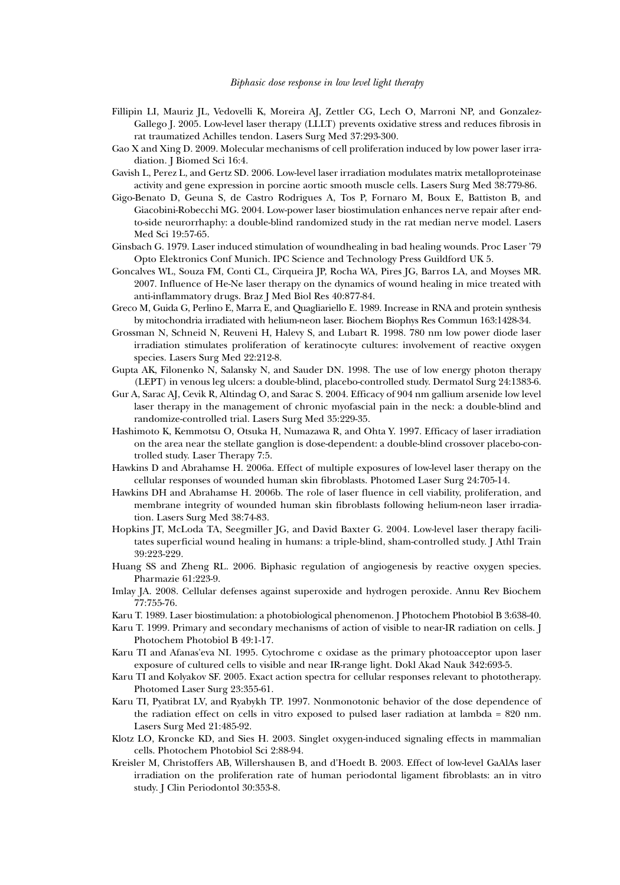Fillipin LI, Mauriz JL, Vedovelli K, Moreira AJ, Zettler CG, Lech O, Marroni NP, and Gonzalez-Gallego J. 2005. Low-level laser therapy (LLLT) prevents oxidative stress and reduces fibrosis in rat traumatized Achilles tendon. Lasers Surg Med 37:293-300.

Gao X and Xing D. 2009. Molecular mechanisms of cell proliferation induced by low power laser irradiation. J Biomed Sci 16:4.

Gavish L, Perez L, and Gertz SD. 2006. Low-level laser irradiation modulates matrix metalloproteinase activity and gene expression in porcine aortic smooth muscle cells. Lasers Surg Med 38:779-86.

Gigo-Benato D, Geuna S, de Castro Rodrigues A, Tos P, Fornaro M, Boux E, Battiston B, and Giacobini-Robecchi MG. 2004. Low-power laser biostimulation enhances nerve repair after end-to-side neurorrhaphy: a double-blind randomized study in the rat median nerve model. Lasers Med Sci 19:57-65.

Ginsbach G. 1979. Laser induced stimulation of woundhealing in bad healing wounds. Proc Laser '79 Opto Elektronics Conf Munich. IPC Science and Technology Press Guildford UK 5.

Goncalves WL, Souza FM, Conti CL, Cirqueira JP, Rocha WA, Pires JG, Barros LA, and Moyses MR. 2007. Influence of He-Ne laser therapy on the dynamics of wound healing in mice treated with anti-inflammatory drugs. Braz J Med Biol Res 40:877-84.

Greco M, Guida G, Perlino E, Marra E, and Quagliariello E. 1989. Increase in RNA and protein synthesis by mitochondria irradiated with helium-neon laser. Biochem Biophys Res Commun 163:1428-34.

Grossman N, Schneid N, Reuveni H, Halevy S, and Lubart R. 1998. 780 nm low power diode laser irradiation stimulates proliferation of keratinocyte cultures: involvement of reactive oxygen species. Lasers Surg Med 22:212-8.

Gupta AK, Filonenko N, Salansky N, and Sauder DN. 1998. The use of low energy photon therapy (LEPT) in venous leg ulcers: a double-blind, placebo-controlled study. Dermatol Surg 24:1383-6.

Gur A, Sarac AJ, Cevik R, Altindag O, and Sarac S. 2004. Efficacy of 904 nm gallium arsenide low level laser therapy in the management of chronic myofascial pain in the neck: a double-blind and randomize-controlled trial. Lasers Surg Med 35:229-35.

Hashimoto K, Kemmotsu O, Otsuka H, Numazawa R, and Ohta Y. 1997. Efficacy of laser irradiation on the area near the stellate ganglion is dose-dependent: a double-blind crossover placebo-controlled study. Laser Therapy 7:5.

Hawkins D and Abrahamse H. 2006a. Effect of multiple exposures of low-level laser therapy on the cellular responses of wounded human skin fibroblasts. Photomed Laser Surg 24:705-14.

Hawkins DH and Abrahamse H. 2006b. The role of laser fluence in cell viability, proliferation, and membrane integrity of wounded human skin fibroblasts following helium-neon laser irradiation. Lasers Surg Med 38:74-83.

Hopkins JT, McLoda TA, Seegmiller JG, and David Baxter G. 2004. Low-level laser therapy facilitates superficial wound healing in humans: a triple-blind, sham-controlled study. J Athl Train 39:223-229.

Huang SS and Zheng RL. 2006. Biphasic regulation of angiogenesis by reactive oxygen species. Pharmazie 61:223-9.

Imlay JA. 2008. Cellular defenses against superoxide and hydrogen peroxide. Annu Rev Biochem 77:755-76.

Karu T. 1989. Laser biostimulation: a photobiological phenomenon. J Photochem Photobiol B 3:638-40.

Karu T. 1999. Primary and secondary mechanisms of action of visible to near-IR radiation on cells. J Photochem Photobiol B 49:1-17.

Karu TI and Afanas'eva NI. 1995. Cytochrome c oxidase as the primary photoacceptor upon laser exposure of cultured cells to visible and near IR-range light. Dokl Akad Nauk 342:693-5.

Karu TI and Kolyakov SF. 2005. Exact action spectra for cellular responses relevant to phototherapy. Photomed Laser Surg 23:355-61.

Karu TI, Pyatibrat LV, and Ryabykh TP. 1997. Nonmonotonic behavior of the dose dependence of the radiation effect on cells in vitro exposed to pulsed laser radiation at lambda = 820 nm. Lasers Surg Med 21:485-92.

Klotz LO, Kroncke KD, and Sies H. 2003. Singlet oxygen-induced signaling effects in mammalian cells. Photochem Photobiol Sci 2:88-94.

Kreisler M, Christoffers AB, Willershausen B, and d'Hoedt B. 2003. Effect of low-level GaAlAs laser irradiation on the proliferation rate of human periodontal ligament fibroblasts: an in vitro study. J Clin Periodontol 30:353-8.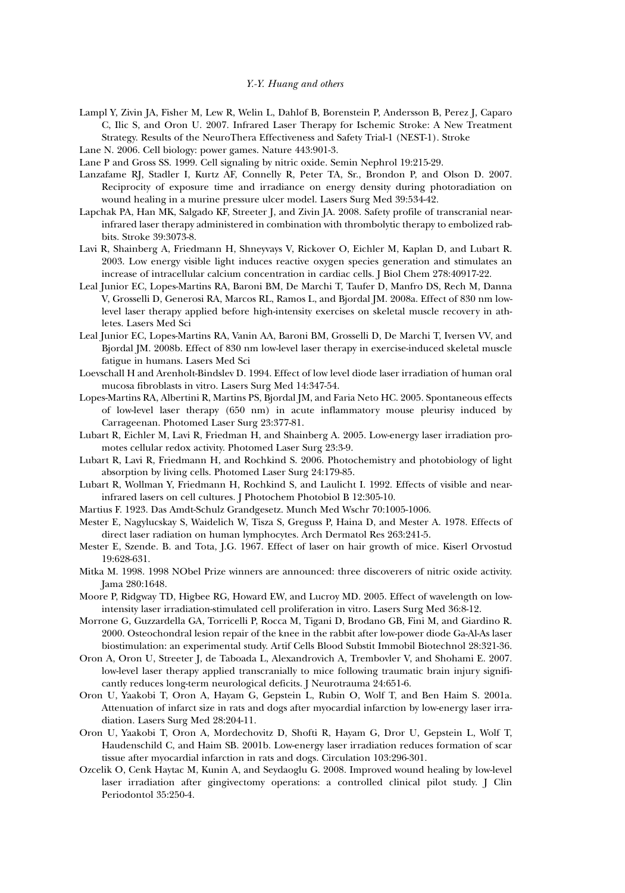Lampl Y, Zivin JA, Fisher M, Lew R, Welin L, Dahlof B, Borenstein P, Andersson B, Perez J, Caparo C, Ilic S, and Oron U. 2007. Infrared Laser Therapy for Ischemic Stroke: A New Treatment Strategy. Results of the NeuroThera Effectiveness and Safety Trial-1 (NEST-1). Stroke

Lane N. 2006. Cell biology: power games. Nature 443:901-3.

Lane P and Gross SS. 1999. Cell signaling by nitric oxide. Semin Nephrol 19:215-29.

Lanzafame RJ, Stadler I, Kurtz AF, Connelly R, Peter TA, Sr., Brondon P, and Olson D. 2007. Reciprocity of exposure time and irradiance on energy density during photoradiation on wound healing in a murine pressure ulcer model. Lasers Surg Med 39:534-42.

Lapchak PA, Han MK, Salgado KF, Streeter J, and Zivin JA. 2008. Safety profile of transcranial near-infrared laser therapy administered in combination with thrombolytic therapy to embolized rabbits. Stroke 39:3073-8.

Lavi R, Shainberg A, Friedmann H, Shneyvays V, Rickover O, Eichler M, Kaplan D, and Lubart R. 2003. Low energy visible light induces reactive oxygen species generation and stimulates an increase of intracellular calcium concentration in cardiac cells. J Biol Chem 278:40917-22.

Leal Junior EC, Lopes-Martins RA, Baroni BM, De Marchi T, Taufer D, Manfro DS, Rech M, Danna V, Grosselli D, Generosi RA, Marcos RL, Ramos L, and Bjordal JM. 2008a. Effect of 830 nm low-level laser therapy applied before high-intensity exercises on skeletal muscle recovery in athletes. Lasers Med Sci

Leal Junior EC, Lopes-Martins RA, Vanin AA, Baroni BM, Grosselli D, De Marchi T, Iversen VV, and Bjordal JM. 2008b. Effect of 830 nm low-level laser therapy in exercise-induced skeletal muscle fatigue in humans. Lasers Med Sci

Loevschall H and Arenholt-Bindslev D. 1994. Effect of low level diode laser irradiation of human oral mucosa fibroblasts in vitro. Lasers Surg Med 14:347-54.

Lopes-Martins RA, Albertini R, Martins PS, Bjordal JM, and Faria Neto HC. 2005. Spontaneous effects of low-level laser therapy (650 nm) in acute inflammatory mouse pleurisy induced by Carrageenan. Photomed Laser Surg 23:377-81.

Lubart R, Eichler M, Lavi R, Friedman H, and Shainberg A. 2005. Low-energy laser irradiation promotes cellular redox activity. Photomed Laser Surg 23:3-9.

Lubart R, Lavi R, Friedmann H, and Rochkind S. 2006. Photochemistry and photobiology of light absorption by living cells. Photomed Laser Surg 24:179-85.

Lubart R, Wollman Y, Friedmann H, Rochkind S, and Laulicht I. 1992. Effects of visible and near-infrared lasers on cell cultures. J Photochem Photobiol B 12:305-10.

Martius F. 1923. Das Amdt-Schulz Grandgesetz. Munch Med Wschr 70:1005-1006.

Mester E, Nagylucskay S, Waidelich W, Tisza S, Greguss P, Haina D, and Mester A. 1978. Effects of direct laser radiation on human lymphocytes. Arch Dermatol Res 263:241-5.

Mester E, Szende. B. and Tota, J.G. 1967. Effect of laser on hair growth of mice. Kiserl Orvostud 19:628-631.

Mitka M. 1998. 1998 NObel Prize winners are announced: three discoverers of nitric oxide activity. Jama 280:1648.

Moore P, Ridgway TD, Higbee RG, Howard EW, and Lucroy MD. 2005. Effect of wavelength on low-intensity laser irradiation-stimulated cell proliferation in vitro. Lasers Surg Med 36:8-12.

Morrone G, Guzzardella GA, Torricelli P, Rocca M, Tigani D, Brodano GB, Fini M, and Giardino R. 2000. Osteochondral lesion repair of the knee in the rabbit after low-power diode Ga-Al-As laser biostimulation: an experimental study. Artif Cells Blood Substit Immobil Biotechnol 28:321-36.

Oron A, Oron U, Streeter J, de Taboada L, Alexandrovich A, Trembovler V, and Shohami E. 2007. low-level laser therapy applied transcranially to mice following traumatic brain injury significantly reduces long-term neurological deficits. J Neurotrauma 24:651-6.

Oron U, Yaakobi T, Oron A, Hayam G, Gepstein L, Rubin O, Wolf T, and Ben Haim S. 2001a. Attenuation of infarct size in rats and dogs after myocardial infarction by low-energy laser irradiation. Lasers Surg Med 28:204-11.

Oron U, Yaakobi T, Oron A, Mordechovitz D, Shofti R, Hayam G, Dror U, Gepstein L, Wolf T, Haudenschild C, and Haim SB. 2001b. Low-energy laser irradiation reduces formation of scar tissue after myocardial infarction in rats and dogs. Circulation 103:296-301.

Ozcelik O, Cenk Haytac M, Kunin A, and Seydaoglu G. 2008. Improved wound healing by low-level laser irradiation after gingivectomy operations: a controlled clinical pilot study. J Clin Periodontol 35:250-4.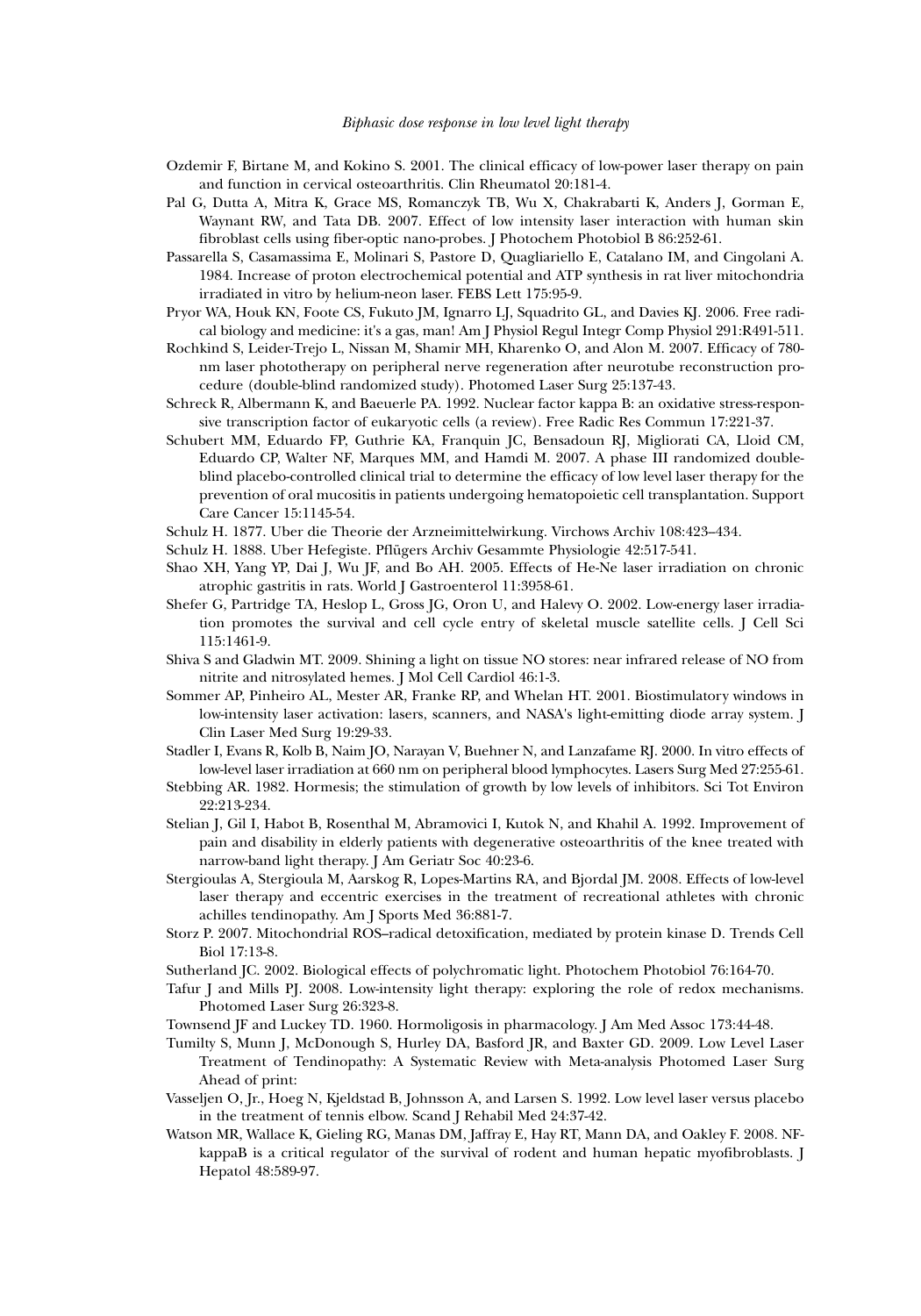Ozdemir F, Birtane M, and Kokino S. 2001. The clinical efficacy of low-power laser therapy on pain and function in cervical osteoarthritis. Clin Rheumatol 20:181-4.

Pal G, Dutta A, Mitra K, Grace MS, Romanczyk TB, Wu X, Chakrabarti K, Anders J, Gorman E, Waynant RW, and Tata DB. 2007. Effect of low intensity laser interaction with human skin fibroblast cells using fiber-optic nano-probes. J Photochem Photobiol B 86:252-61.

Passarella S, Casamassima E, Molinari S, Pastore D, Quagliariello E, Catalano IM, and Cingolani A. 1984. Increase of proton electrochemical potential and ATP synthesis in rat liver mitochondria irradiated in vitro by helium-neon laser. FEBS Lett 175:95-9.

Pryor WA, Houk KN, Foote CS, Fukuto JM, Ignarro LJ, Squadrito GL, and Davies KJ. 2006. Free radical biology and medicine: it's a gas, man! Am J Physiol Regul Integr Comp Physiol 291:R491-511.

Rochkind S, Leider-Trejo L, Nissan M, Shamir MH, Kharenko O, and Alon M. 2007. Efficacy of 780-nm laser phototherapy on peripheral nerve regeneration after neurotube reconstruction procedure (double-blind randomized study). Photomed Laser Surg 25:137-43.

Schreck R, Albermann K, and Baeuerle PA. 1992. Nuclear factor kappa B: an oxidative stress-responsive transcription factor of eukaryotic cells (a review). Free Radic Res Commun 17:221-37.

Schubert MM, Eduardo FP, Guthrie KA, Franquin JC, Bensadoun RJ, Migliorati CA, Lloid CM, Eduardo CP, Walter NF, Marques MM, and Hamdi M. 2007. A phase III randomized double-blind placebo-controlled clinical trial to determine the efficacy of low level laser therapy for the prevention of oral mucositis in patients undergoing hematopoietic cell transplantation. Support Care Cancer 15:1145-54.

Schulz H. 1877. Uber die Theorie der Arzneimittelwirkung. Virchows Archiv 108:423–434.

Schulz H. 1888. Uber Hefegiste. Pflügers Archiv Gesammte Physiologie 42:517-541.

Shao XH, Yang YP, Dai J, Wu JF, and Bo AH. 2005. Effects of He-Ne laser irradiation on chronic atrophic gastritis in rats. World J Gastroenterol 11:3958-61.

Shefer G, Partridge TA, Heslop L, Gross JG, Oron U, and Halevy O. 2002. Low-energy laser irradiation promotes the survival and cell cycle entry of skeletal muscle satellite cells. J Cell Sci 115:1461-9.

Shiva S and Gladwin MT. 2009. Shining a light on tissue NO stores: near infrared release of NO from nitrite and nitrosylated hemes. J Mol Cell Cardiol 46:1-3.

Sommer AP, Pinheiro AL, Mester AR, Franke RP, and Whelan HT. 2001. Biostimulatory windows in low-intensity laser activation: lasers, scanners, and NASA's light-emitting diode array system. J Clin Laser Med Surg 19:29-33.

Stadler I, Evans R, Kolb B, Naim JO, Narayan V, Buehner N, and Lanzafame RJ. 2000. In vitro effects of low-level laser irradiation at 660 nm on peripheral blood lymphocytes. Lasers Surg Med 27:255-61.

Stebbing AR. 1982. Hormesis; the stimulation of growth by low levels of inhibitors. Sci Tot Environ 22:213-234.

Stelian J, Gil I, Habot B, Rosenthal M, Abramovici I, Kutok N, and Khahil A. 1992. Improvement of pain and disability in elderly patients with degenerative osteoarthritis of the knee treated with narrow-band light therapy. J Am Geriatr Soc 40:23-6.

Stergioulas A, Stergioula M, Aarskog R, Lopes-Martins RA, and Bjordal JM. 2008. Effects of low-level laser therapy and eccentric exercises in the treatment of recreational athletes with chronic achilles tendinopathy. Am J Sports Med 36:881-7.

Storz P. 2007. Mitochondrial ROS–radical detoxification, mediated by protein kinase D. Trends Cell Biol 17:13-8.

Sutherland JC. 2002. Biological effects of polychromatic light. Photochem Photobiol 76:164-70.

Tafur J and Mills PJ. 2008. Low-intensity light therapy: exploring the role of redox mechanisms. Photomed Laser Surg 26:323-8.

Townsend JF and Luckey TD. 1960. Hormoligosis in pharmacology. J Am Med Assoc 173:44-48.

Tumilty S, Munn J, McDonough S, Hurley DA, Basford JR, and Baxter GD. 2009. Low Level Laser Treatment of Tendinopathy: A Systematic Review with Meta-analysis Photomed Laser Surg Ahead of print:

Vasseljen O, Jr., Hoeg N, Kjeldstad B, Johnsson A, and Larsen S. 1992. Low level laser versus placebo in the treatment of tennis elbow. Scand J Rehabil Med 24:37-42.

Watson MR, Wallace K, Gieling RG, Manas DM, Jaffray E, Hay RT, Mann DA, and Oakley F. 2008. NF-kappaB is a critical regulator of the survival of rodent and human hepatic myofibroblasts. J Hepatol 48:589-97.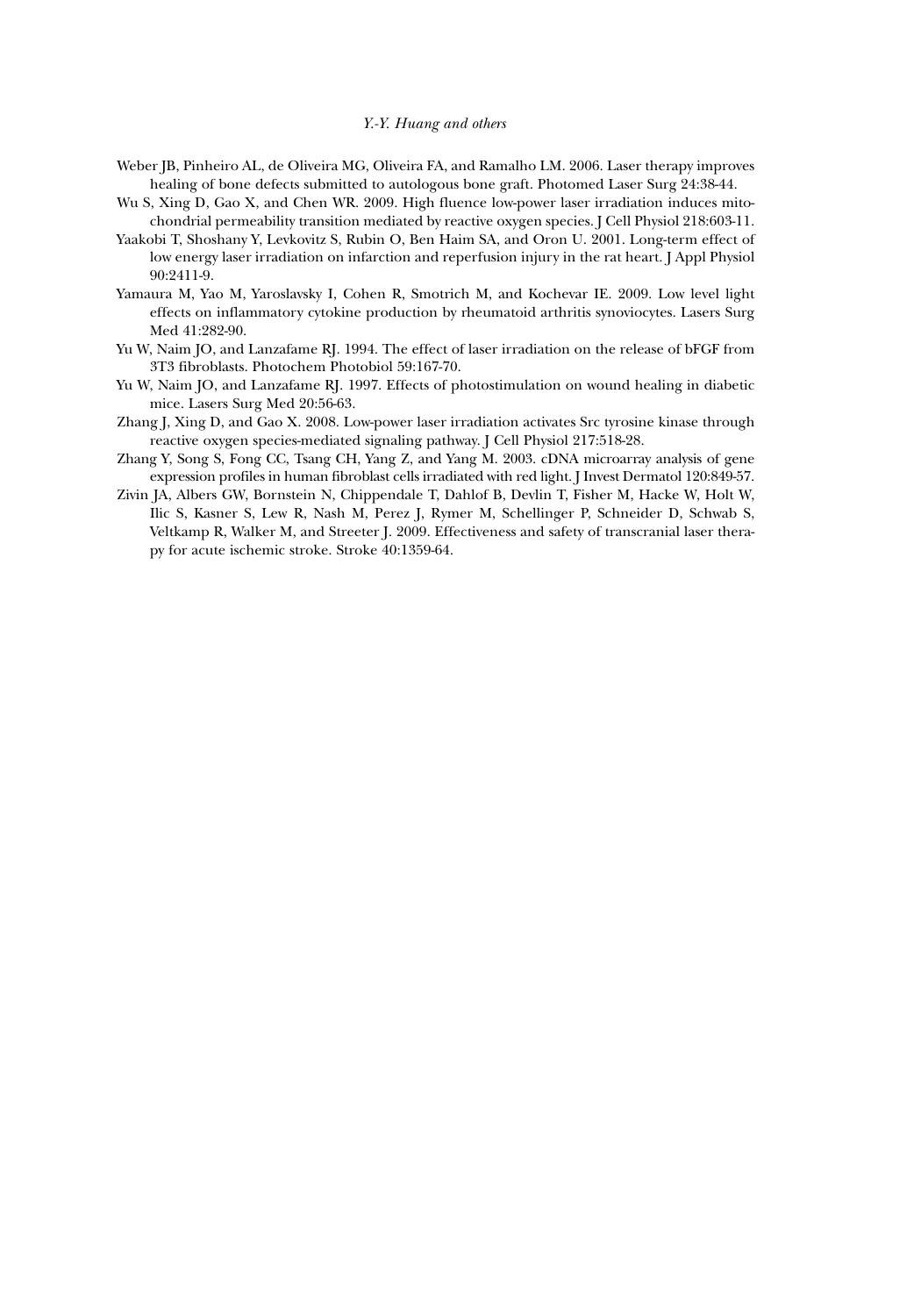Weber JB, Pinheiro AL, de Oliveira MG, Oliveira FA, and Ramalho LM. 2006. Laser therapy improves healing of bone defects submitted to autologous bone graft. Photomed Laser Surg 24:38-44.

Wu S, Xing D, Gao X, and Chen WR. 2009. High fluence low-power laser irradiation induces mitochondrial permeability transition mediated by reactive oxygen species. J Cell Physiol 218:603-11.

Yaakobi T, Shoshany Y, Levkovitz S, Rubin O, Ben Haim SA, and Oron U. 2001. Long-term effect of low energy laser irradiation on infarction and reperfusion injury in the rat heart. J Appl Physiol 90:2411-9.

Yamaura M, Yao M, Yaroslavsky I, Cohen R, Smotrich M, and Kochevar IE. 2009. Low level light effects on inflammatory cytokine production by rheumatoid arthritis synoviocytes. Lasers Surg Med 41:282-90.

Yu W, Naim JO, and Lanzafame RJ. 1994. The effect of laser irradiation on the release of bFGF from 3T3 fibroblasts. Photochem Photobiol 59:167-70.

Yu W, Naim JO, and Lanzafame RJ. 1997. Effects of photostimulation on wound healing in diabetic mice. Lasers Surg Med 20:56-63.

Zhang J, Xing D, and Gao X. 2008. Low-power laser irradiation activates Src tyrosine kinase through reactive oxygen species-mediated signaling pathway. J Cell Physiol 217:518-28.

Zhang Y, Song S, Fong CC, Tsang CH, Yang Z, and Yang M. 2003. cDNA microarray analysis of gene expression profiles in human fibroblast cells irradiated with red light. J Invest Dermatol 120:849-57.

Zivin JA, Albers GW, Bornstein N, Chippendale T, Dahlof B, Devlin T, Fisher M, Hacke W, Holt W, Ilic S, Kasner S, Lew R, Nash M, Perez J, Rymer M, Schellinger P, Schneider D, Schwab S, Veltkamp R, Walker M, and Streeter J. 2009. Effectiveness and safety of transcranial laser therapy for acute ischemic stroke. Stroke 40:1359-64.